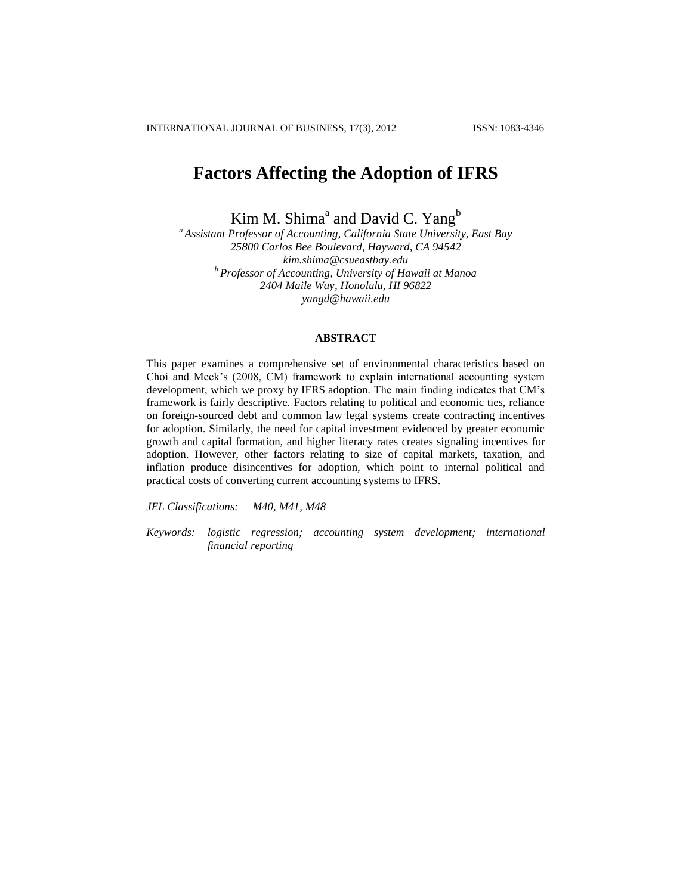# Factors Affecting the Adoption of IFRS

Kim M. Shima[a] and David C. Yang[b]

[a] *Assistant Professor of Accounting, California State University, East Bay*
*25800 Carlos Bee Boulevard, Hayward, CA 94542*
*kim.shima@csueastbay.edu*

[b] *Professor of Accounting, University of Hawaii at Manoa*
*2404 Maile Way, Honolulu, HI 96822*
*yangd@hawaii.edu*

## ABSTRACT

This paper examines a comprehensive set of environmental characteristics based on Choi and Meek's (2008, CM) framework to explain international accounting system development, which we proxy by IFRS adoption. The main finding indicates that CM's framework is fairly descriptive. Factors relating to political and economic ties, reliance on foreign-sourced debt and common law legal systems create contracting incentives for adoption. Similarly, the need for capital investment evidenced by greater economic growth and capital formation, and higher literacy rates creates signaling incentives for adoption. However, other factors relating to size of capital markets, taxation, and inflation produce disincentives for adoption, which point to internal political and practical costs of converting current accounting systems to IFRS.

*JEL Classifications:* *M40, M41, M48*

*Keywords:* *logistic regression; accounting system development; international financial reporting*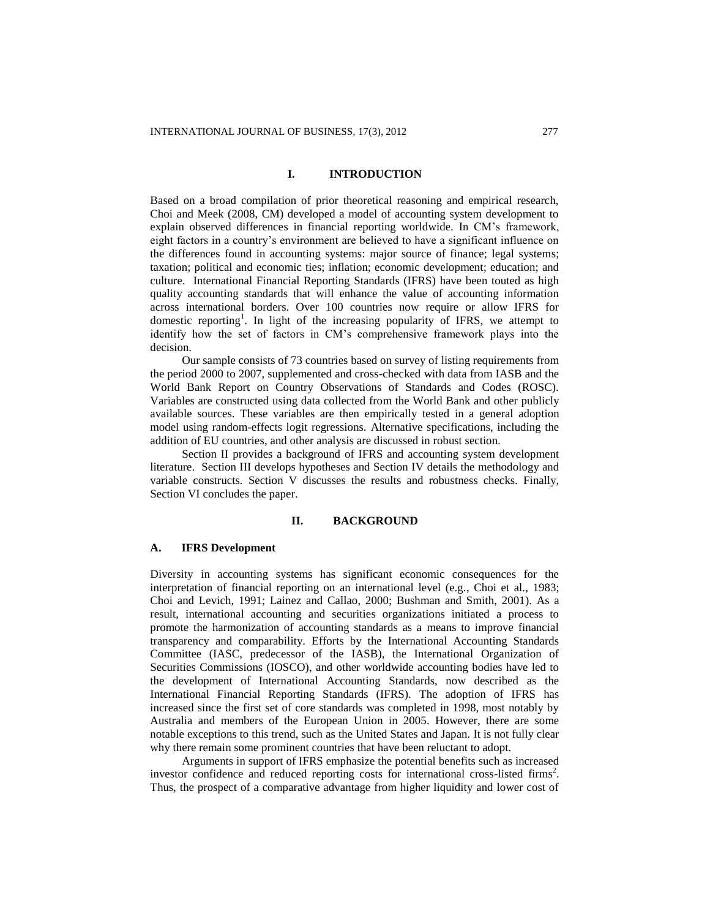## I. INTRODUCTION

Based on a broad compilation of prior theoretical reasoning and empirical research, Choi and Meek (2008, CM) developed a model of accounting system development to explain observed differences in financial reporting worldwide. In CM's framework, eight factors in a country's environment are believed to have a significant influence on the differences found in accounting systems: major source of finance; legal systems; taxation; political and economic ties; inflation; economic development; education; and culture. International Financial Reporting Standards (IFRS) have been touted as high quality accounting standards that will enhance the value of accounting information across international borders. Over 100 countries now require or allow IFRS for domestic reporting[1]. In light of the increasing popularity of IFRS, we attempt to identify how the set of factors in CM's comprehensive framework plays into the decision.

Our sample consists of 73 countries based on survey of listing requirements from the period 2000 to 2007, supplemented and cross-checked with data from IASB and the World Bank Report on Country Observations of Standards and Codes (ROSC). Variables are constructed using data collected from the World Bank and other publicly available sources. These variables are then empirically tested in a general adoption model using random-effects logit regressions. Alternative specifications, including the addition of EU countries, and other analysis are discussed in robust section.

Section II provides a background of IFRS and accounting system development literature. Section III develops hypotheses and Section IV details the methodology and variable constructs. Section V discusses the results and robustness checks. Finally, Section VI concludes the paper.

## II. BACKGROUND

### A. IFRS Development

Diversity in accounting systems has significant economic consequences for the interpretation of financial reporting on an international level (e.g., Choi et al., 1983; Choi and Levich, 1991; Lainez and Callao, 2000; Bushman and Smith, 2001). As a result, international accounting and securities organizations initiated a process to promote the harmonization of accounting standards as a means to improve financial transparency and comparability. Efforts by the International Accounting Standards Committee (IASC, predecessor of the IASB), the International Organization of Securities Commissions (IOSCO), and other worldwide accounting bodies have led to the development of International Accounting Standards, now described as the International Financial Reporting Standards (IFRS). The adoption of IFRS has increased since the first set of core standards was completed in 1998, most notably by Australia and members of the European Union in 2005. However, there are some notable exceptions to this trend, such as the United States and Japan. It is not fully clear why there remain some prominent countries that have been reluctant to adopt.

Arguments in support of IFRS emphasize the potential benefits such as increased investor confidence and reduced reporting costs for international cross-listed firms[2]. Thus, the prospect of a comparative advantage from higher liquidity and lower cost of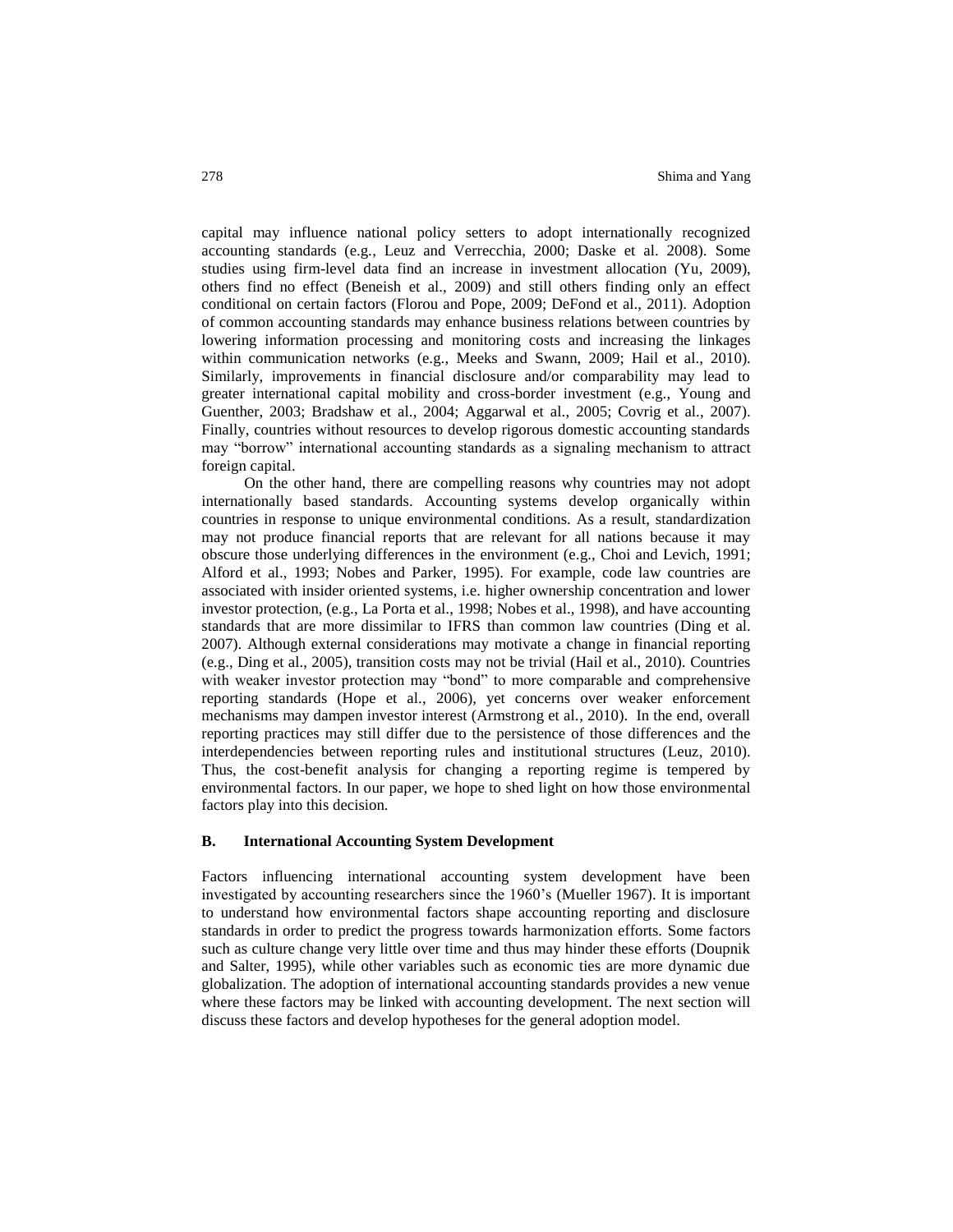capital may influence national policy setters to adopt internationally recognized accounting standards (e.g., Leuz and Verrecchia, 2000; Daske et al. 2008). Some studies using firm-level data find an increase in investment allocation (Yu, 2009), others find no effect (Beneish et al., 2009) and still others finding only an effect conditional on certain factors (Florou and Pope, 2009; DeFond et al., 2011). Adoption of common accounting standards may enhance business relations between countries by lowering information processing and monitoring costs and increasing the linkages within communication networks (e.g., Meeks and Swann, 2009; Hail et al., 2010). Similarly, improvements in financial disclosure and/or comparability may lead to greater international capital mobility and cross-border investment (e.g., Young and Guenther, 2003; Bradshaw et al., 2004; Aggarwal et al., 2005; Covrig et al., 2007). Finally, countries without resources to develop rigorous domestic accounting standards may "borrow" international accounting standards as a signaling mechanism to attract foreign capital.

On the other hand, there are compelling reasons why countries may not adopt internationally based standards. Accounting systems develop organically within countries in response to unique environmental conditions. As a result, standardization may not produce financial reports that are relevant for all nations because it may obscure those underlying differences in the environment (e.g., Choi and Levich, 1991; Alford et al., 1993; Nobes and Parker, 1995). For example, code law countries are associated with insider oriented systems, i.e. higher ownership concentration and lower investor protection, (e.g., La Porta et al., 1998; Nobes et al., 1998), and have accounting standards that are more dissimilar to IFRS than common law countries (Ding et al. 2007). Although external considerations may motivate a change in financial reporting (e.g., Ding et al., 2005), transition costs may not be trivial (Hail et al., 2010). Countries with weaker investor protection may "bond" to more comparable and comprehensive reporting standards (Hope et al., 2006), yet concerns over weaker enforcement mechanisms may dampen investor interest (Armstrong et al., 2010). In the end, overall reporting practices may still differ due to the persistence of those differences and the interdependencies between reporting rules and institutional structures (Leuz, 2010). Thus, the cost-benefit analysis for changing a reporting regime is tempered by environmental factors. In our paper, we hope to shed light on how those environmental factors play into this decision.

### B. International Accounting System Development

Factors influencing international accounting system development have been investigated by accounting researchers since the 1960's (Mueller 1967). It is important to understand how environmental factors shape accounting reporting and disclosure standards in order to predict the progress towards harmonization efforts. Some factors such as culture change very little over time and thus may hinder these efforts (Doupnik and Salter, 1995), while other variables such as economic ties are more dynamic due globalization. The adoption of international accounting standards provides a new venue where these factors may be linked with accounting development. The next section will discuss these factors and develop hypotheses for the general adoption model.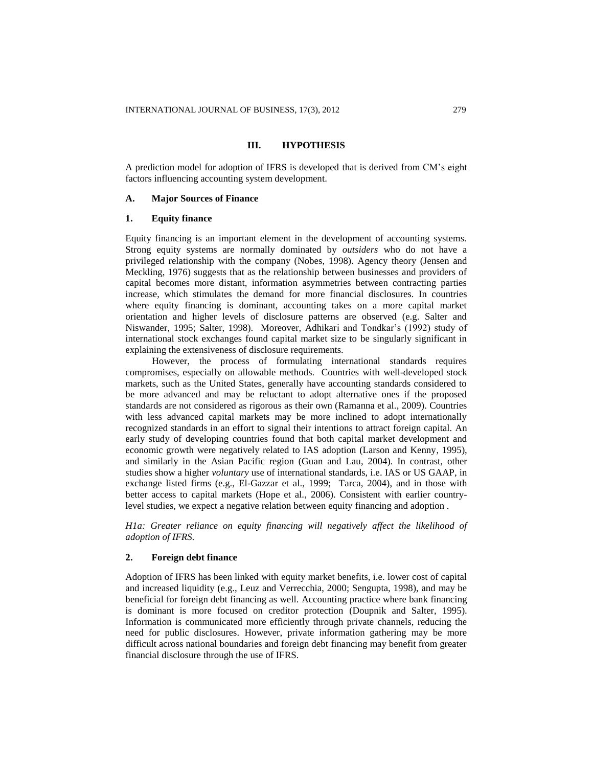## III. HYPOTHESIS

A prediction model for adoption of IFRS is developed that is derived from CM's eight factors influencing accounting system development.

### A. Major Sources of Finance

#### 1. Equity finance

Equity financing is an important element in the development of accounting systems. Strong equity systems are normally dominated by *outsiders* who do not have a privileged relationship with the company (Nobes, 1998). Agency theory (Jensen and Meckling, 1976) suggests that as the relationship between businesses and providers of capital becomes more distant, information asymmetries between contracting parties increase, which stimulates the demand for more financial disclosures. In countries where equity financing is dominant, accounting takes on a more capital market orientation and higher levels of disclosure patterns are observed (e.g. Salter and Niswander, 1995; Salter, 1998). Moreover, Adhikari and Tondkar's (1992) study of international stock exchanges found capital market size to be singularly significant in explaining the extensiveness of disclosure requirements.

However, the process of formulating international standards requires compromises, especially on allowable methods. Countries with well-developed stock markets, such as the United States, generally have accounting standards considered to be more advanced and may be reluctant to adopt alternative ones if the proposed standards are not considered as rigorous as their own (Ramanna et al., 2009). Countries with less advanced capital markets may be more inclined to adopt internationally recognized standards in an effort to signal their intentions to attract foreign capital. An early study of developing countries found that both capital market development and economic growth were negatively related to IAS adoption (Larson and Kenny, 1995), and similarly in the Asian Pacific region (Guan and Lau, 2004). In contrast, other studies show a higher *voluntary* use of international standards, i.e. IAS or US GAAP, in exchange listed firms (e.g., El-Gazzar et al., 1999; Tarca, 2004), and in those with better access to capital markets (Hope et al., 2006). Consistent with earlier country-level studies, we expect a negative relation between equity financing and adoption .

*H1a: Greater reliance on equity financing will negatively affect the likelihood of adoption of IFRS.*

#### 2. Foreign debt finance

Adoption of IFRS has been linked with equity market benefits, i.e. lower cost of capital and increased liquidity (e.g., Leuz and Verrecchia, 2000; Sengupta, 1998), and may be beneficial for foreign debt financing as well. Accounting practice where bank financing is dominant is more focused on creditor protection (Doupnik and Salter, 1995). Information is communicated more efficiently through private channels, reducing the need for public disclosures. However, private information gathering may be more difficult across national boundaries and foreign debt financing may benefit from greater financial disclosure through the use of IFRS.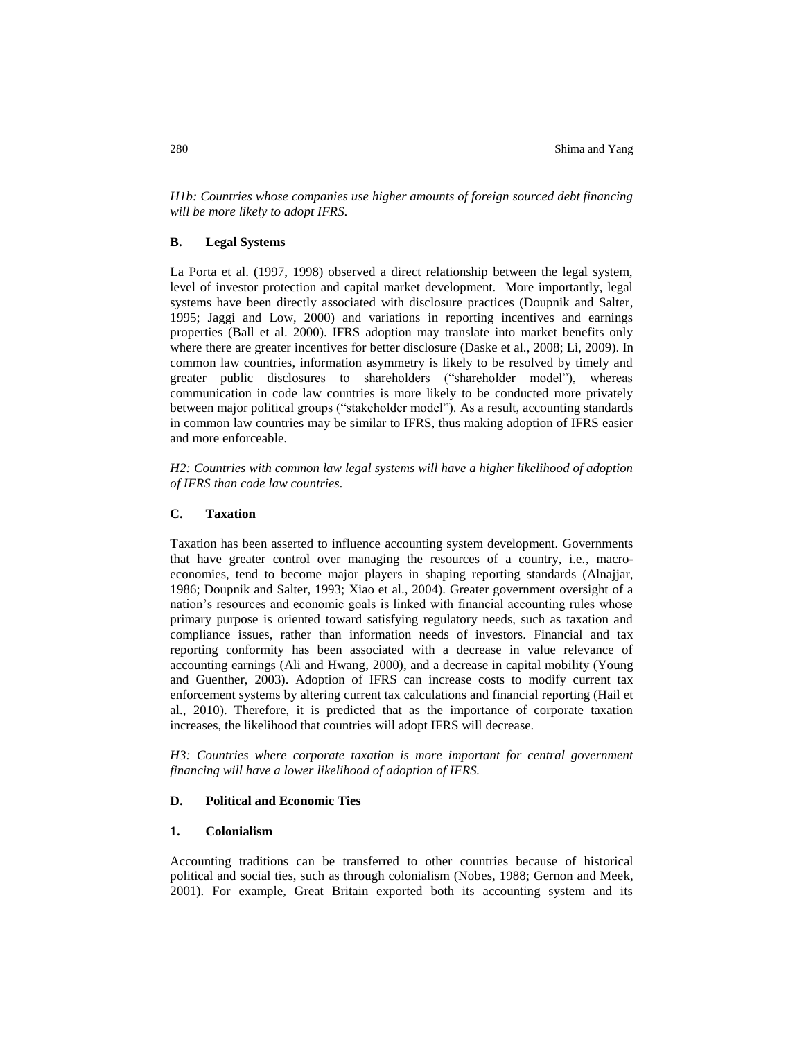*H1b: Countries whose companies use higher amounts of foreign sourced debt financing will be more likely to adopt IFRS.*

## B. Legal Systems

La Porta et al. (1997, 1998) observed a direct relationship between the legal system, level of investor protection and capital market development. More importantly, legal systems have been directly associated with disclosure practices (Doupnik and Salter, 1995; Jaggi and Low, 2000) and variations in reporting incentives and earnings properties (Ball et al. 2000). IFRS adoption may translate into market benefits only where there are greater incentives for better disclosure (Daske et al., 2008; Li, 2009). In common law countries, information asymmetry is likely to be resolved by timely and greater public disclosures to shareholders ("shareholder model"), whereas communication in code law countries is more likely to be conducted more privately between major political groups ("stakeholder model"). As a result, accounting standards in common law countries may be similar to IFRS, thus making adoption of IFRS easier and more enforceable.

*H2: Countries with common law legal systems will have a higher likelihood of adoption of IFRS than code law countries.*

## C. Taxation

Taxation has been asserted to influence accounting system development. Governments that have greater control over managing the resources of a country, i.e., macro-economies, tend to become major players in shaping reporting standards (Alnajjar, 1986; Doupnik and Salter, 1993; Xiao et al., 2004). Greater government oversight of a nation's resources and economic goals is linked with financial accounting rules whose primary purpose is oriented toward satisfying regulatory needs, such as taxation and compliance issues, rather than information needs of investors. Financial and tax reporting conformity has been associated with a decrease in value relevance of accounting earnings (Ali and Hwang, 2000), and a decrease in capital mobility (Young and Guenther, 2003). Adoption of IFRS can increase costs to modify current tax enforcement systems by altering current tax calculations and financial reporting (Hail et al., 2010). Therefore, it is predicted that as the importance of corporate taxation increases, the likelihood that countries will adopt IFRS will decrease.

*H3: Countries where corporate taxation is more important for central government financing will have a lower likelihood of adoption of IFRS.*

## D. Political and Economic Ties

### 1. Colonialism

Accounting traditions can be transferred to other countries because of historical political and social ties, such as through colonialism (Nobes, 1988; Gernon and Meek, 2001). For example, Great Britain exported both its accounting system and its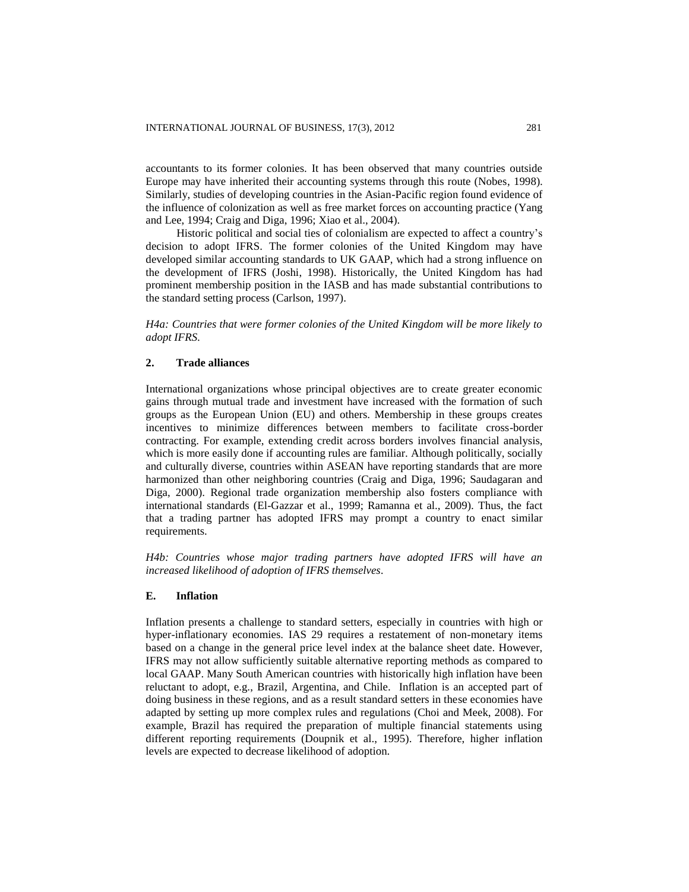accountants to its former colonies. It has been observed that many countries outside Europe may have inherited their accounting systems through this route (Nobes, 1998). Similarly, studies of developing countries in the Asian-Pacific region found evidence of the influence of colonization as well as free market forces on accounting practice (Yang and Lee, 1994; Craig and Diga, 1996; Xiao et al., 2004).

Historic political and social ties of colonialism are expected to affect a country's decision to adopt IFRS. The former colonies of the United Kingdom may have developed similar accounting standards to UK GAAP, which had a strong influence on the development of IFRS (Joshi, 1998). Historically, the United Kingdom has had prominent membership position in the IASB and has made substantial contributions to the standard setting process (Carlson, 1997).

*H4a: Countries that were former colonies of the United Kingdom will be more likely to adopt IFRS.*

### 2. Trade alliances

International organizations whose principal objectives are to create greater economic gains through mutual trade and investment have increased with the formation of such groups as the European Union (EU) and others. Membership in these groups creates incentives to minimize differences between members to facilitate cross-border contracting. For example, extending credit across borders involves financial analysis, which is more easily done if accounting rules are familiar. Although politically, socially and culturally diverse, countries within ASEAN have reporting standards that are more harmonized than other neighboring countries (Craig and Diga, 1996; Saudagaran and Diga, 2000). Regional trade organization membership also fosters compliance with international standards (El-Gazzar et al., 1999; Ramanna et al., 2009). Thus, the fact that a trading partner has adopted IFRS may prompt a country to enact similar requirements.

*H4b: Countries whose major trading partners have adopted IFRS will have an increased likelihood of adoption of IFRS themselves*.

## E. Inflation

Inflation presents a challenge to standard setters, especially in countries with high or hyper-inflationary economies. IAS 29 requires a restatement of non-monetary items based on a change in the general price level index at the balance sheet date. However, IFRS may not allow sufficiently suitable alternative reporting methods as compared to local GAAP. Many South American countries with historically high inflation have been reluctant to adopt, e.g., Brazil, Argentina, and Chile. Inflation is an accepted part of doing business in these regions, and as a result standard setters in these economies have adapted by setting up more complex rules and regulations (Choi and Meek, 2008). For example, Brazil has required the preparation of multiple financial statements using different reporting requirements (Doupnik et al., 1995). Therefore, higher inflation levels are expected to decrease likelihood of adoption.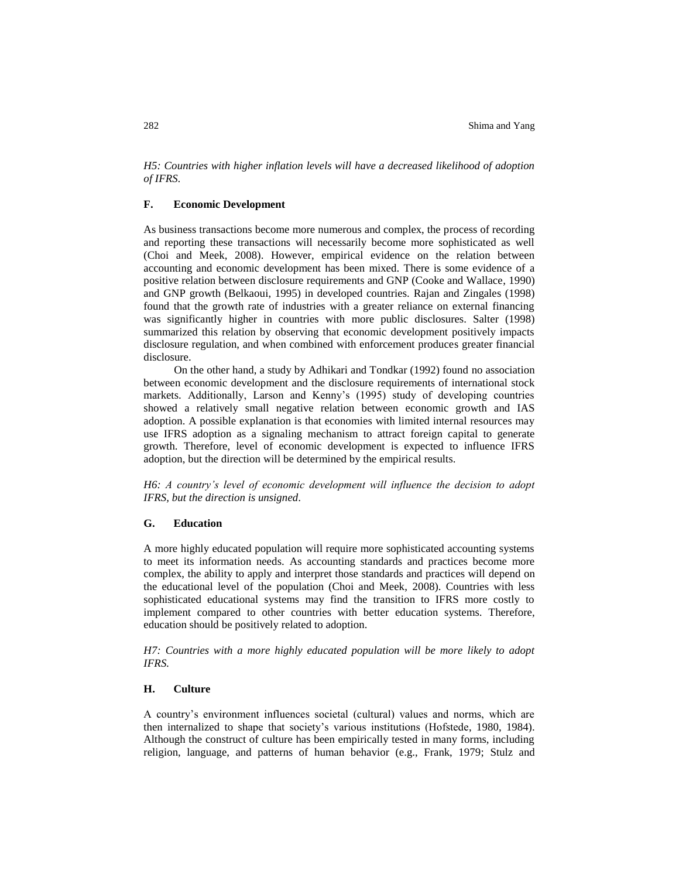*H5: Countries with higher inflation levels will have a decreased likelihood of adoption of IFRS.*

### F. Economic Development

As business transactions become more numerous and complex, the process of recording and reporting these transactions will necessarily become more sophisticated as well (Choi and Meek, 2008). However, empirical evidence on the relation between accounting and economic development has been mixed. There is some evidence of a positive relation between disclosure requirements and GNP (Cooke and Wallace, 1990) and GNP growth (Belkaoui, 1995) in developed countries. Rajan and Zingales (1998) found that the growth rate of industries with a greater reliance on external financing was significantly higher in countries with more public disclosures. Salter (1998) summarized this relation by observing that economic development positively impacts disclosure regulation, and when combined with enforcement produces greater financial disclosure.

On the other hand, a study by Adhikari and Tondkar (1992) found no association between economic development and the disclosure requirements of international stock markets. Additionally, Larson and Kenny's (1995) study of developing countries showed a relatively small negative relation between economic growth and IAS adoption. A possible explanation is that economies with limited internal resources may use IFRS adoption as a signaling mechanism to attract foreign capital to generate growth. Therefore, level of economic development is expected to influence IFRS adoption, but the direction will be determined by the empirical results.

*H6: A country's level of economic development will influence the decision to adopt IFRS, but the direction is unsigned.*

### G. Education

A more highly educated population will require more sophisticated accounting systems to meet its information needs. As accounting standards and practices become more complex, the ability to apply and interpret those standards and practices will depend on the educational level of the population (Choi and Meek, 2008). Countries with less sophisticated educational systems may find the transition to IFRS more costly to implement compared to other countries with better education systems. Therefore, education should be positively related to adoption.

*H7: Countries with a more highly educated population will be more likely to adopt IFRS.*

### H. Culture

A country's environment influences societal (cultural) values and norms, which are then internalized to shape that society's various institutions (Hofstede, 1980, 1984). Although the construct of culture has been empirically tested in many forms, including religion, language, and patterns of human behavior (e.g., Frank, 1979; Stulz and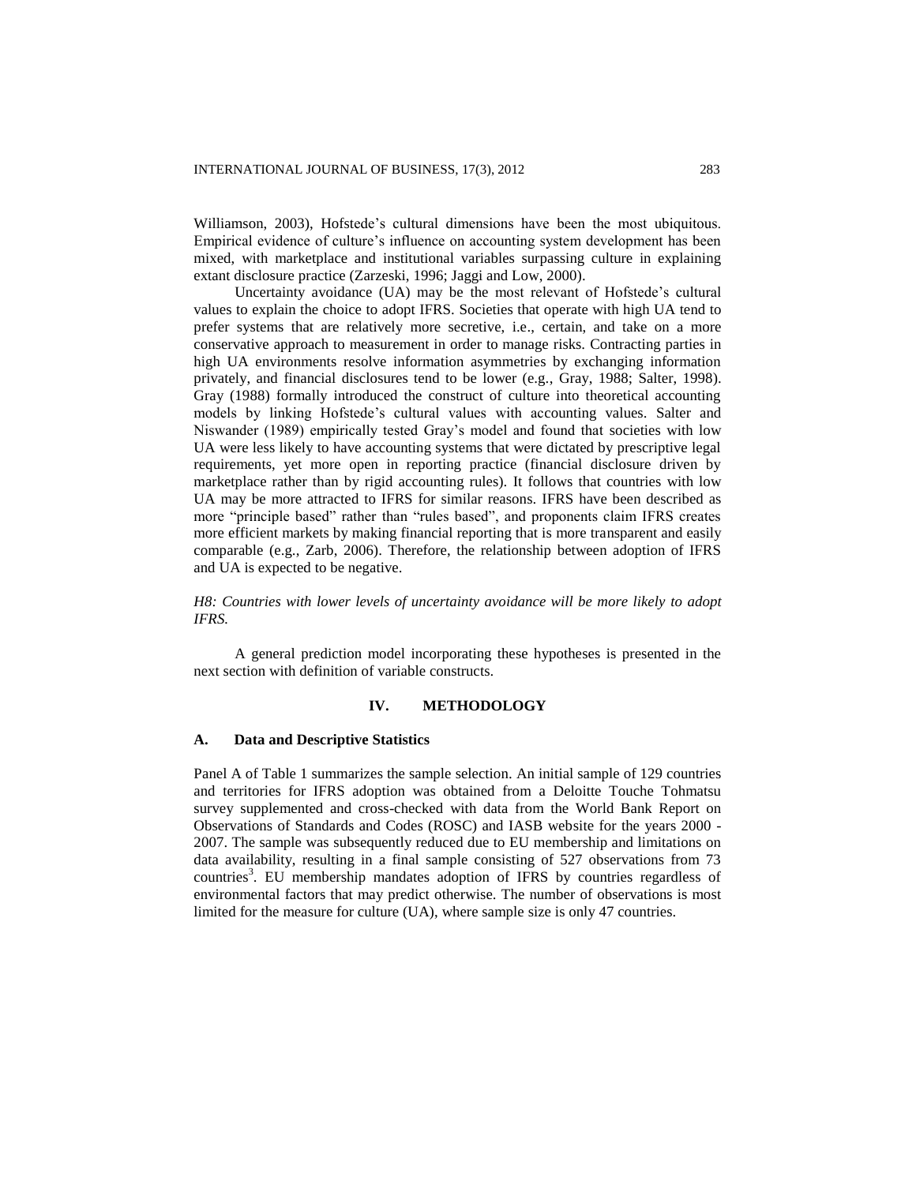Williamson, 2003), Hofstede's cultural dimensions have been the most ubiquitous. Empirical evidence of culture's influence on accounting system development has been mixed, with marketplace and institutional variables surpassing culture in explaining extant disclosure practice (Zarzeski, 1996; Jaggi and Low, 2000).

Uncertainty avoidance (UA) may be the most relevant of Hofstede's cultural values to explain the choice to adopt IFRS. Societies that operate with high UA tend to prefer systems that are relatively more secretive, i.e., certain, and take on a more conservative approach to measurement in order to manage risks. Contracting parties in high UA environments resolve information asymmetries by exchanging information privately, and financial disclosures tend to be lower (e.g., Gray, 1988; Salter, 1998). Gray (1988) formally introduced the construct of culture into theoretical accounting models by linking Hofstede's cultural values with accounting values. Salter and Niswander (1989) empirically tested Gray's model and found that societies with low UA were less likely to have accounting systems that were dictated by prescriptive legal requirements, yet more open in reporting practice (financial disclosure driven by marketplace rather than by rigid accounting rules). It follows that countries with low UA may be more attracted to IFRS for similar reasons. IFRS have been described as more "principle based" rather than "rules based", and proponents claim IFRS creates more efficient markets by making financial reporting that is more transparent and easily comparable (e.g., Zarb, 2006). Therefore, the relationship between adoption of IFRS and UA is expected to be negative.

*H8: Countries with lower levels of uncertainty avoidance will be more likely to adopt IFRS.*

A general prediction model incorporating these hypotheses is presented in the next section with definition of variable constructs.

## IV. METHODOLOGY

### A. Data and Descriptive Statistics

Panel A of Table 1 summarizes the sample selection. An initial sample of 129 countries and territories for IFRS adoption was obtained from a Deloitte Touche Tohmatsu survey supplemented and cross-checked with data from the World Bank Report on Observations of Standards and Codes (ROSC) and IASB website for the years 2000 - 2007. The sample was subsequently reduced due to EU membership and limitations on data availability, resulting in a final sample consisting of 527 observations from 73 countries[3]. EU membership mandates adoption of IFRS by countries regardless of environmental factors that may predict otherwise. The number of observations is most limited for the measure for culture (UA), where sample size is only 47 countries.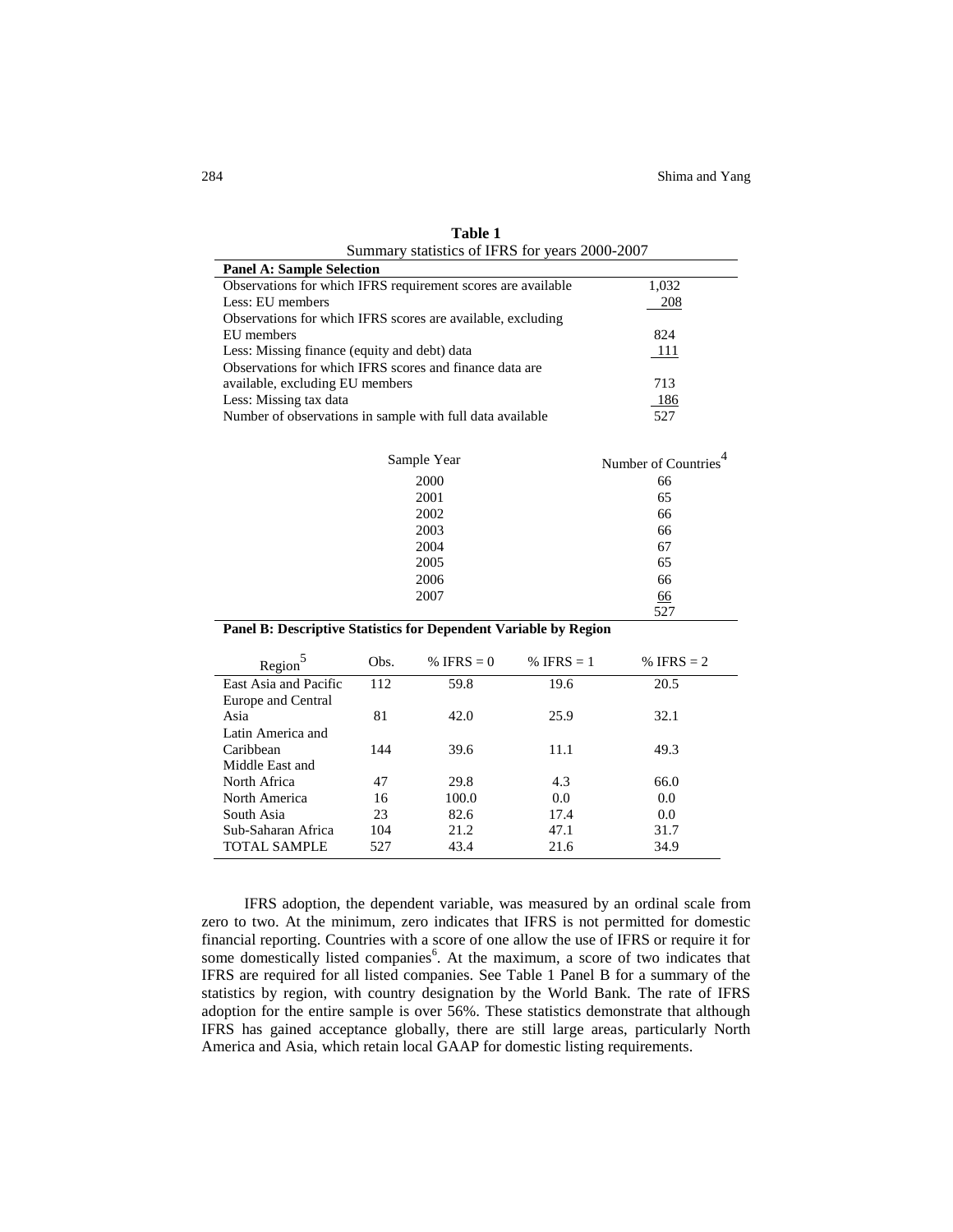**Table 1**

Summary statistics of IFRS for years 2000-2007

**Panel A: Sample Selection**

| | |
|---|---|
| Observations for which IFRS requirement scores are available | 1,032 |
| Less: EU members | 208 |
| Observations for which IFRS scores are available, excluding EU members | 824 |
| Less: Missing finance (equity and debt) data | 111 |
| Observations for which IFRS scores and finance data are available, excluding EU members | 713 |
| Less: Missing tax data | 186 |
| Number of observations in sample with full data available | 527 |

| Sample Year | Number of Countries[4] |
|---|---|
| 2000 | 66 |
| 2001 | 65 |
| 2002 | 66 |
| 2003 | 66 |
| 2004 | 67 |
| 2005 | 65 |
| 2006 | 66 |
| 2007 | 66 |
| | 527 |

**Panel B: Descriptive Statistics for Dependent Variable by Region**

| Region[5] | Obs. | % IFRS = 0 | % IFRS = 1 | % IFRS = 2 |
|---|---|---|---|---|
| East Asia and Pacific | 112 | 59.8 | 19.6 | 20.5 |
| Europe and Central Asia | 81 | 42.0 | 25.9 | 32.1 |
| Latin America and Caribbean | 144 | 39.6 | 11.1 | 49.3 |
| Middle East and North Africa | 47 | 29.8 | 4.3 | 66.0 |
| North America | 16 | 100.0 | 0.0 | 0.0 |
| South Asia | 23 | 82.6 | 17.4 | 0.0 |
| Sub-Saharan Africa | 104 | 21.2 | 47.1 | 31.7 |
| TOTAL SAMPLE | 527 | 43.4 | 21.6 | 34.9 |

IFRS adoption, the dependent variable, was measured by an ordinal scale from zero to two. At the minimum, zero indicates that IFRS is not permitted for domestic financial reporting. Countries with a score of one allow the use of IFRS or require it for some domestically listed companies[6]. At the maximum, a score of two indicates that IFRS are required for all listed companies. See Table 1 Panel B for a summary of the statistics by region, with country designation by the World Bank. The rate of IFRS adoption for the entire sample is over 56%. These statistics demonstrate that although IFRS has gained acceptance globally, there are still large areas, particularly North America and Asia, which retain local GAAP for domestic listing requirements.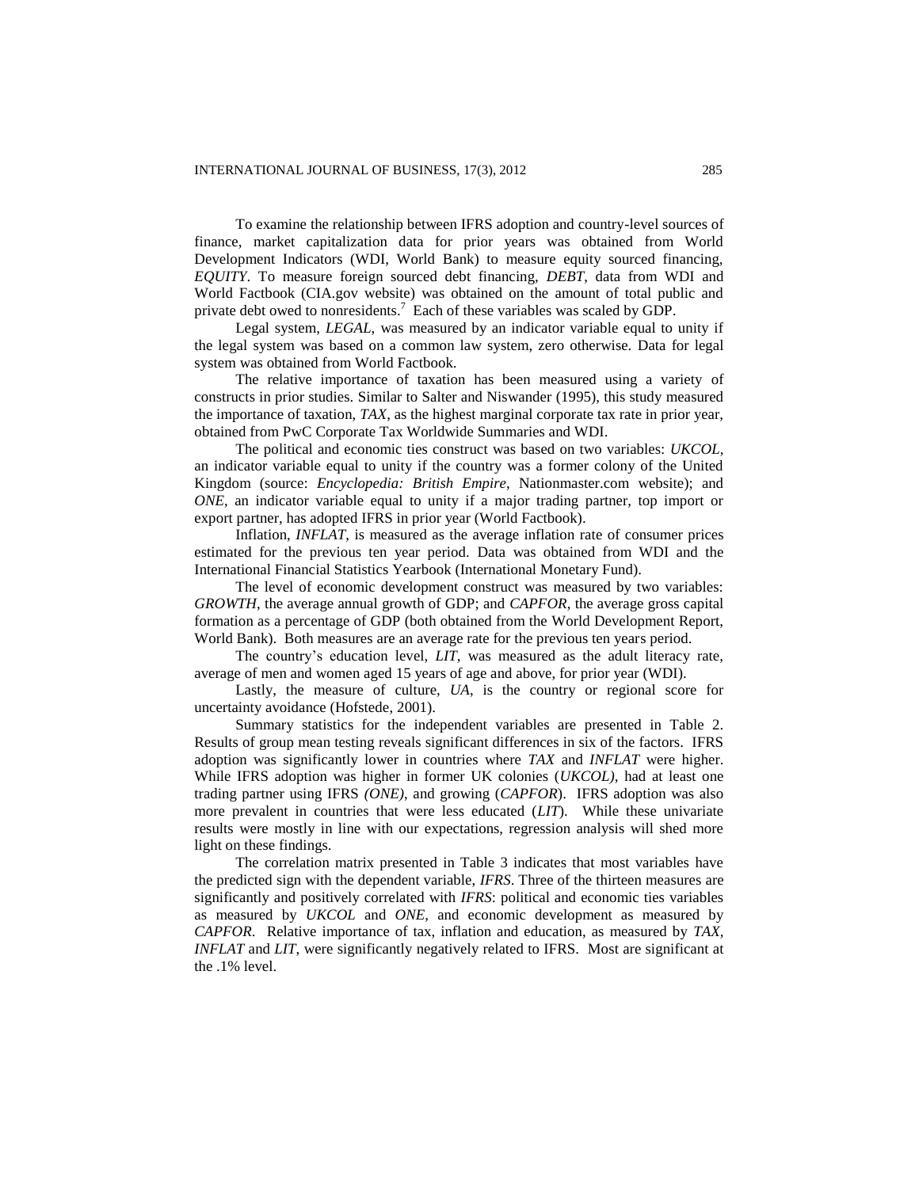To examine the relationship between IFRS adoption and country-level sources of finance, market capitalization data for prior years was obtained from World Development Indicators (WDI, World Bank) to measure equity sourced financing, *EQUITY*. To measure foreign sourced debt financing, *DEBT*, data from WDI and World Factbook (CIA.gov website) was obtained on the amount of total public and private debt owed to nonresidents.[7] Each of these variables was scaled by GDP.

Legal system, *LEGAL*, was measured by an indicator variable equal to unity if the legal system was based on a common law system, zero otherwise. Data for legal system was obtained from World Factbook.

The relative importance of taxation has been measured using a variety of constructs in prior studies. Similar to Salter and Niswander (1995), this study measured the importance of taxation, *TAX*, as the highest marginal corporate tax rate in prior year, obtained from PwC Corporate Tax Worldwide Summaries and WDI.

The political and economic ties construct was based on two variables: *UKCOL*, an indicator variable equal to unity if the country was a former colony of the United Kingdom (source: *Encyclopedia: British Empire*, Nationmaster.com website); and *ONE*, an indicator variable equal to unity if a major trading partner, top import or export partner, has adopted IFRS in prior year (World Factbook).

Inflation, *INFLAT*, is measured as the average inflation rate of consumer prices estimated for the previous ten year period. Data was obtained from WDI and the International Financial Statistics Yearbook (International Monetary Fund).

The level of economic development construct was measured by two variables: *GROWTH*, the average annual growth of GDP; and *CAPFOR*, the average gross capital formation as a percentage of GDP (both obtained from the World Development Report, World Bank). Both measures are an average rate for the previous ten years period.

The country's education level, *LIT*, was measured as the adult literacy rate, average of men and women aged 15 years of age and above, for prior year (WDI).

Lastly, the measure of culture, *UA*, is the country or regional score for uncertainty avoidance (Hofstede, 2001).

Summary statistics for the independent variables are presented in Table 2. Results of group mean testing reveals significant differences in six of the factors. IFRS adoption was significantly lower in countries where *TAX* and *INFLAT* were higher. While IFRS adoption was higher in former UK colonies (*UKCOL)*, had at least one trading partner using IFRS *(ONE)*, and growing (*CAPFOR*). IFRS adoption was also more prevalent in countries that were less educated (*LIT*). While these univariate results were mostly in line with our expectations, regression analysis will shed more light on these findings.

The correlation matrix presented in Table 3 indicates that most variables have the predicted sign with the dependent variable, *IFRS*. Three of the thirteen measures are significantly and positively correlated with *IFRS*: political and economic ties variables as measured by *UKCOL* and *ONE*, and economic development as measured by *CAPFOR*. Relative importance of tax, inflation and education, as measured by *TAX*, *INFLAT* and *LIT*, were significantly negatively related to IFRS. Most are significant at the .1% level.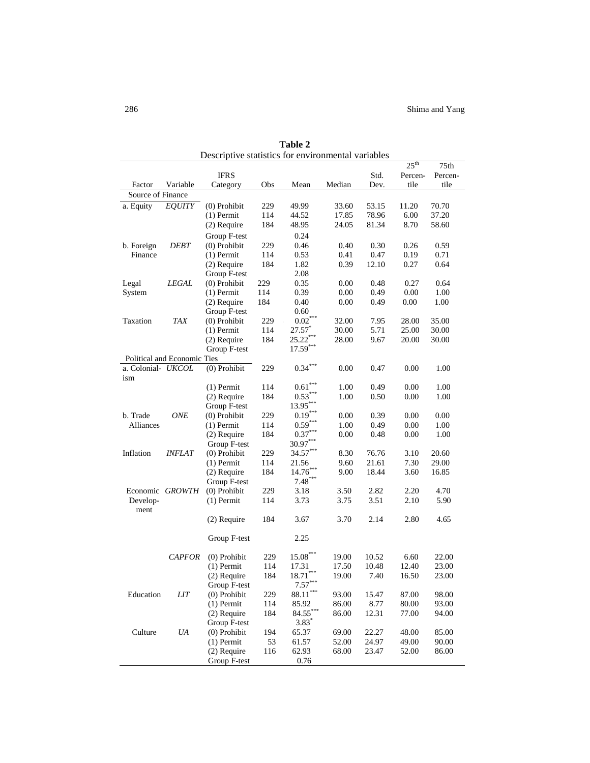**Table 2**
Descriptive statistics for environmental variables

| Factor | Variable | IFRS Category | Obs | Mean | Median | Std. Dev. | 25th Percentile | 75th Percentile |
|---|---|---|---|---|---|---|---|---|
| Source of Finance | | | | | | | | |
| a. Equity | *EQUITY* | (0) Prohibit | 229 | 49.99 | 33.60 | 53.15 | 11.20 | 70.70 |
| | | (1) Permit | 114 | 44.52 | 17.85 | 78.96 | 6.00 | 37.20 |
| | | (2) Require | 184 | 48.95 | 24.05 | 81.34 | 8.70 | 58.60 |
| | | Group F-test | | 0.24 | | | | |
| b. Foreign Finance | *DEBT* | (0) Prohibit | 229 | 0.46 | 0.40 | 0.30 | 0.26 | 0.59 |
| | | (1) Permit | 114 | 0.53 | 0.41 | 0.47 | 0.19 | 0.71 |
| | | (2) Require | 184 | 1.82 | 0.39 | 12.10 | 0.27 | 0.64 |
| | | Group F-test | | 2.08 | | | | |
| Legal System | *LEGAL* | (0) Prohibit | 229 | 0.35 | 0.00 | 0.48 | 0.27 | 0.64 |
| | | (1) Permit | 114 | 0.39 | 0.00 | 0.49 | 0.00 | 1.00 |
| | | (2) Require | 184 | 0.40 | 0.00 | 0.49 | 0.00 | 1.00 |
| | | Group F-test | | 0.60 | | | | |
| Taxation | *TAX* | (0) Prohibit | 229 | 0.02*** | 32.00 | 7.95 | 28.00 | 35.00 |
| | | (1) Permit | 114 | 27.57* | 30.00 | 5.71 | 25.00 | 30.00 |
| | | (2) Require | 184 | 25.22*** | 28.00 | 9.67 | 20.00 | 30.00 |
| | | Group F-test | | 17.59*** | | | | |
| Political and Economic Ties | | | | | | | | |
| a. Colonialism | *UKCOL* | (0) Prohibit | 229 | 0.34*** | 0.00 | 0.47 | 0.00 | 1.00 |
| | | (1) Permit | 114 | 0.61*** | 1.00 | 0.49 | 0.00 | 1.00 |
| | | (2) Require | 184 | 0.53*** | 1.00 | 0.50 | 0.00 | 1.00 |
| | | Group F-test | | 13.95*** | | | | |
| b. Trade Alliances | *ONE* | (0) Prohibit | 229 | 0.19*** | 0.00 | 0.39 | 0.00 | 0.00 |
| | | (1) Permit | 114 | 0.59*** | 1.00 | 0.49 | 0.00 | 1.00 |
| | | (2) Require | 184 | 0.37*** | 0.00 | 0.48 | 0.00 | 1.00 |
| | | Group F-test | | 30.97*** | | | | |
| Inflation | *INFLAT* | (0) Prohibit | 229 | 34.57*** | 8.30 | 76.76 | 3.10 | 20.60 |
| | | (1) Permit | 114 | 21.56 | 9.60 | 21.61 | 7.30 | 29.00 |
| | | (2) Require | 184 | 14.76*** | 9.00 | 18.44 | 3.60 | 16.85 |
| | | Group F-test | | 7.48*** | | | | |
| Economic Development | *GROWTH* | (0) Prohibit | 229 | 3.18 | 3.50 | 2.82 | 2.20 | 4.70 |
| | | (1) Permit | 114 | 3.73 | 3.75 | 3.51 | 2.10 | 5.90 |
| | | (2) Require | 184 | 3.67 | 3.70 | 2.14 | 2.80 | 4.65 |
| | | Group F-test | | 2.25 | | | | |
| | *CAPFOR* | (0) Prohibit | 229 | 15.08*** | 19.00 | 10.52 | 6.60 | 22.00 |
| | | (1) Permit | 114 | 17.31 | 17.50 | 10.48 | 12.40 | 23.00 |
| | | (2) Require | 184 | 18.71*** | 19.00 | 7.40 | 16.50 | 23.00 |
| | | Group F-test | | 7.57*** | | | | |
| Education | *LIT* | (0) Prohibit | 229 | 88.11*** | 93.00 | 15.47 | 87.00 | 98.00 |
| | | (1) Permit | 114 | 85.92 | 86.00 | 8.77 | 80.00 | 93.00 |
| | | (2) Require | 184 | 84.55*** | 86.00 | 12.31 | 77.00 | 94.00 |
| | | Group F-test | | 3.83* | | | | |
| Culture | *UA* | (0) Prohibit | 194 | 65.37 | 69.00 | 22.27 | 48.00 | 85.00 |
| | | (1) Permit | 53 | 61.57 | 52.00 | 24.97 | 49.00 | 90.00 |
| | | (2) Require | 116 | 62.93 | 68.00 | 23.47 | 52.00 | 86.00 |
| | | Group F-test | | 0.76 | | | | |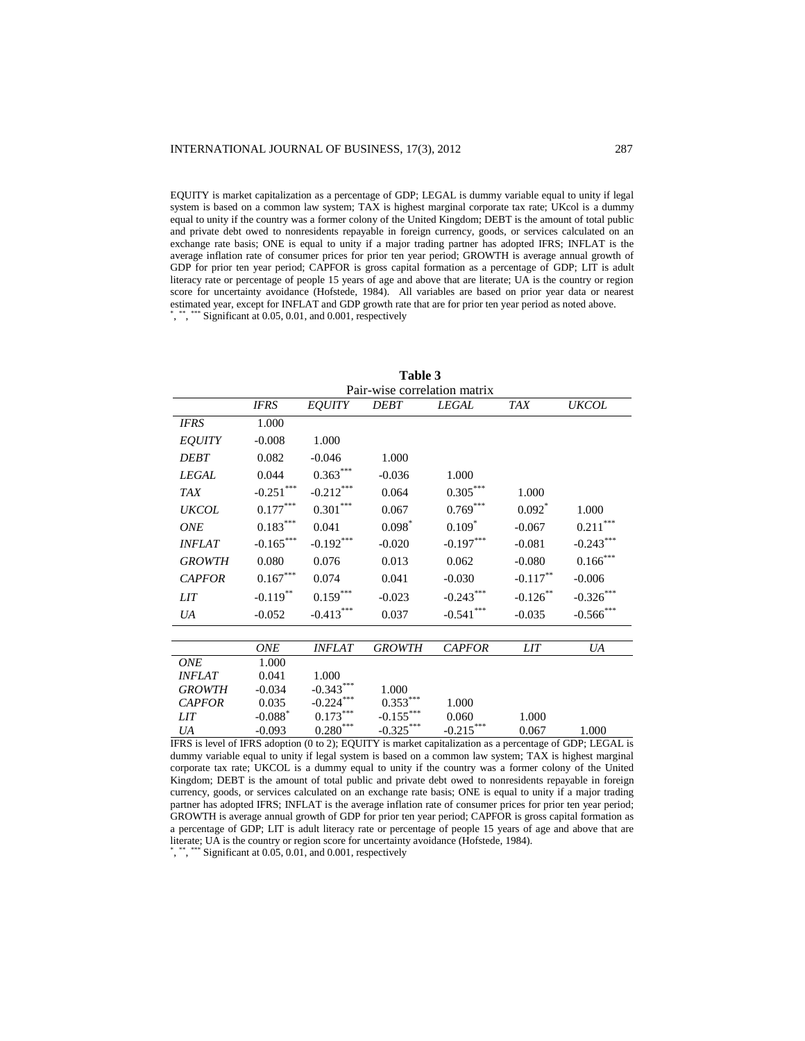EQUITY is market capitalization as a percentage of GDP; LEGAL is dummy variable equal to unity if legal system is based on a common law system; TAX is highest marginal corporate tax rate; UKcol is a dummy equal to unity if the country was a former colony of the United Kingdom; DEBT is the amount of total public and private debt owed to nonresidents repayable in foreign currency, goods, or services calculated on an exchange rate basis; ONE is equal to unity if a major trading partner has adopted IFRS; INFLAT is the average inflation rate of consumer prices for prior ten year period; GROWTH is average annual growth of GDP for prior ten year period; CAPFOR is gross capital formation as a percentage of GDP; LIT is adult literacy rate or percentage of people 15 years of age and above that are literate; UA is the country or region score for uncertainty avoidance (Hofstede, 1984). All variables are based on prior year data or nearest estimated year, except for INFLAT and GDP growth rate that are for prior ten year period as noted above.

*, **, *** Significant at 0.05, 0.01, and 0.001, respectively

**Table 3**

Pair-wise correlation matrix

| | *IFRS* | *EQUITY* | *DEBT* | *LEGAL* | *TAX* | *UKCOL* |
|---|---|---|---|---|---|---|
| *IFRS* | 1.000 | | | | | |
| *EQUITY* | -0.008 | 1.000 | | | | |
| *DEBT* | 0.082 | -0.046 | 1.000 | | | |
| *LEGAL* | 0.044 | 0.363*** | -0.036 | 1.000 | | |
| *TAX* | -0.251*** | -0.212*** | 0.064 | 0.305*** | 1.000 | |
| *UKCOL* | 0.177*** | 0.301*** | 0.067 | 0.769*** | 0.092* | 1.000 |
| *ONE* | 0.183*** | 0.041 | 0.098* | 0.109* | -0.067 | 0.211*** |
| *INFLAT* | -0.165*** | -0.192*** | -0.020 | -0.197*** | -0.081 | -0.243*** |
| *GROWTH* | 0.080 | 0.076 | 0.013 | 0.062 | -0.080 | 0.166*** |
| *CAPFOR* | 0.167*** | 0.074 | 0.041 | -0.030 | -0.117** | -0.006 |
| *LIT* | -0.119** | 0.159*** | -0.023 | -0.243*** | -0.126** | -0.326*** |
| *UA* | -0.052 | -0.413*** | 0.037 | -0.541*** | -0.035 | -0.566*** |

| | *ONE* | *INFLAT* | *GROWTH* | *CAPFOR* | *LIT* | *UA* |
|---|---|---|---|---|---|---|
| *ONE* | 1.000 | | | | | |
| *INFLAT* | 0.041 | 1.000 | | | | |
| *GROWTH* | -0.034 | -0.343*** | 1.000 | | | |
| *CAPFOR* | 0.035 | -0.224*** | 0.353*** | 1.000 | | |
| *LIT* | -0.088* | 0.173*** | -0.155*** | 0.060 | 1.000 | |
| *UA* | -0.093 | 0.280*** | -0.325*** | -0.215*** | 0.067 | 1.000 |

IFRS is level of IFRS adoption (0 to 2); EQUITY is market capitalization as a percentage of GDP; LEGAL is dummy variable equal to unity if legal system is based on a common law system; TAX is highest marginal corporate tax rate; UKCOL is a dummy equal to unity if the country was a former colony of the United Kingdom; DEBT is the amount of total public and private debt owed to nonresidents repayable in foreign currency, goods, or services calculated on an exchange rate basis; ONE is equal to unity if a major trading partner has adopted IFRS; INFLAT is the average inflation rate of consumer prices for prior ten year period; GROWTH is average annual growth of GDP for prior ten year period; CAPFOR is gross capital formation as a percentage of GDP; LIT is adult literacy rate or percentage of people 15 years of age and above that are literate; UA is the country or region score for uncertainty avoidance (Hofstede, 1984).

*, **, *** Significant at 0.05, 0.01, and 0.001, respectively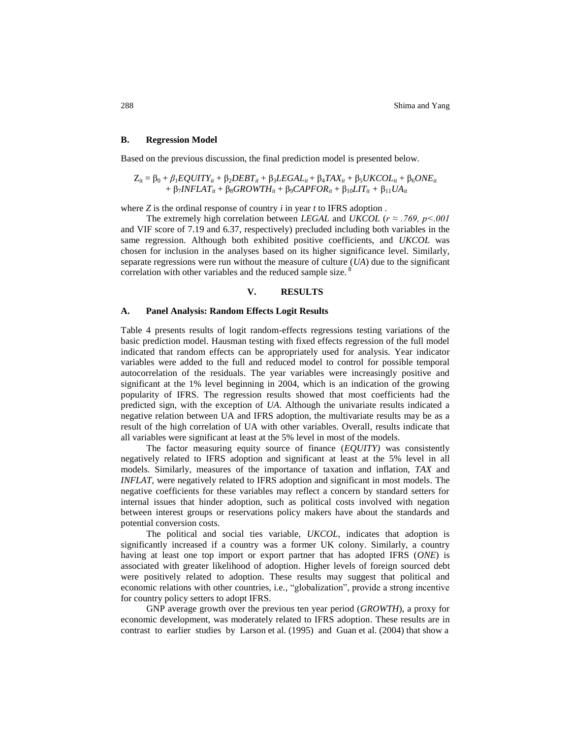### B. Regression Model

Based on the previous discussion, the final prediction model is presented below.

$$Z_{it} = \beta_0 + \beta_1 EQUITY_{it} + \beta_2 DEBT_{it} + \beta_3 LEGAL_{it} + \beta_4 TAX_{it} + \beta_5 UKCOL_{it} + \beta_6 ONE_{it} + \beta_7 INFLAT_{it} + \beta_8 GROWTH_{it} + \beta_9 CAPFOR_{it} + \beta_{10} LIT_{it} + \beta_{11} UA_{it}$$

where *Z* is the ordinal response of country *i* in year *t* to IFRS adoption .

The extremely high correlation between *LEGAL* and *UKCOL* ($r \approx .769$, $p<.001$ and VIF score of 7.19 and 6.37, respectively) precluded including both variables in the same regression. Although both exhibited positive coefficients, and *UKCOL* was chosen for inclusion in the analyses based on its higher significance level. Similarly, separate regressions were run without the measure of culture (*UA*) due to the significant correlation with other variables and the reduced sample size. [8]

## V. RESULTS

### A. Panel Analysis: Random Effects Logit Results

Table 4 presents results of logit random-effects regressions testing variations of the basic prediction model. Hausman testing with fixed effects regression of the full model indicated that random effects can be appropriately used for analysis. Year indicator variables were added to the full and reduced model to control for possible temporal autocorrelation of the residuals. The year variables were increasingly positive and significant at the 1% level beginning in 2004, which is an indication of the growing popularity of IFRS. The regression results showed that most coefficients had the predicted sign, with the exception of *UA*. Although the univariate results indicated a negative relation between UA and IFRS adoption, the multivariate results may be as a result of the high correlation of UA with other variables. Overall, results indicate that all variables were significant at least at the 5% level in most of the models.

The factor measuring equity source of finance (*EQUITY)* was consistently negatively related to IFRS adoption and significant at least at the 5% level in all models. Similarly, measures of the importance of taxation and inflation, *TAX* and *INFLAT*, were negatively related to IFRS adoption and significant in most models. The negative coefficients for these variables may reflect a concern by standard setters for internal issues that hinder adoption, such as political costs involved with negation between interest groups or reservations policy makers have about the standards and potential conversion costs.

The political and social ties variable, *UKCOL*, indicates that adoption is significantly increased if a country was a former UK colony. Similarly, a country having at least one top import or export partner that has adopted IFRS (*ONE*) is associated with greater likelihood of adoption. Higher levels of foreign sourced debt were positively related to adoption. These results may suggest that political and economic relations with other countries, i.e., "globalization", provide a strong incentive for country policy setters to adopt IFRS.

GNP average growth over the previous ten year period (*GROWTH*), a proxy for economic development, was moderately related to IFRS adoption. These results are in contrast to earlier studies by Larson et al. (1995) and Guan et al. (2004) that show a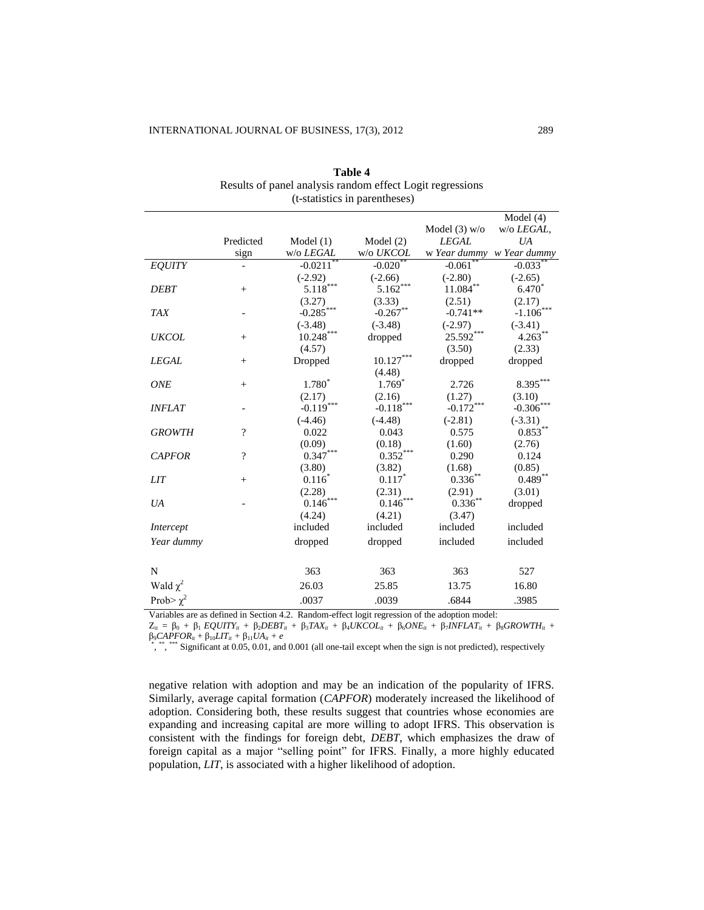**Table 4**
Results of panel analysis random effect Logit regressions
(t-statistics in parentheses)

| | Predicted sign | Model (1) w/o *LEGAL* | Model (2) w/o *UKCOL* | Model (3) w/o *LEGAL* w *Year dummy* | Model (4) w/o *LEGAL*, *UA* w *Year dummy* |
|---|---|---|---|---|---|
| *EQUITY* | - | -0.0211** | -0.020** | -0.061** | -0.033** |
| | | (-2.92) | (-2.66) | (-2.80) | (-2.65) |
| *DEBT* | + | 5.118*** | 5.162*** | 11.084** | 6.470* |
| | | (3.27) | (3.33) | (2.51) | (2.17) |
| *TAX* | - | -0.285*** | -0.267** | -0.741** | -1.106*** |
| | | (-3.48) | (-3.48) | (-2.97) | (-3.41) |
| *UKCOL* | + | 10.248*** | dropped | 25.592*** | 4.263** |
| | | (4.57) | | (3.50) | (2.33) |
| *LEGAL* | + | Dropped | 10.127*** | dropped | dropped |
| | | | (4.48) | | |
| *ONE* | + | 1.780* | 1.769* | 2.726 | 8.395*** |
| | | (2.17) | (2.16) | (1.27) | (3.10) |
| *INFLAT* | - | -0.119*** | -0.118*** | -0.172*** | -0.306*** |
| | | (-4.46) | (-4.48) | (-2.81) | (-3.31) |
| *GROWTH* | ? | 0.022 | 0.043 | 0.575 | 0.853** |
| | | (0.09) | (0.18) | (1.60) | (2.76) |
| *CAPFOR* | ? | 0.347*** | 0.352*** | 0.290 | 0.124 |
| | | (3.80) | (3.82) | (1.68) | (0.85) |
| *LIT* | + | 0.116* | 0.117* | 0.336** | 0.489** |
| | | (2.28) | (2.31) | (2.91) | (3.01) |
| *UA* | - | 0.146*** | 0.146*** | 0.336** | dropped |
| | | (4.24) | (4.21) | (3.47) | |
| *Intercept* | | included | included | included | included |
| *Year dummy* | | dropped | dropped | included | included |
| N | | 363 | 363 | 363 | 527 |
| Wald $\chi^2$ | | 26.03 | 25.85 | 13.75 | 16.80 |
| Prob> $\chi^2$ | | .0037 | .0039 | .6844 | .3985 |

Variables are as defined in Section 4.2. Random-effect logit regression of the adoption model:
$Z_{it} = \beta_0 + \beta_1 EQUITY_{it} + \beta_2 DEBT_{it} + \beta_3 TAX_{it} + \beta_4 UKCOL_{it} + \beta_6 ONE_{it} + \beta_7 INFLAT_{it} + \beta_8 GROWTH_{it} + \beta_9 CAPFOR_{it} + \beta_{10} LIT_{it} + \beta_{11} UA_{it} + e$
*, **, *** Significant at 0.05, 0.01, and 0.001 (all one-tail except when the sign is not predicted), respectively

negative relation with adoption and may be an indication of the popularity of IFRS. Similarly, average capital formation (*CAPFOR*) moderately increased the likelihood of adoption. Considering both, these results suggest that countries whose economies are expanding and increasing capital are more willing to adopt IFRS. This observation is consistent with the findings for foreign debt, *DEBT*, which emphasizes the draw of foreign capital as a major "selling point" for IFRS. Finally, a more highly educated population, *LIT*, is associated with a higher likelihood of adoption.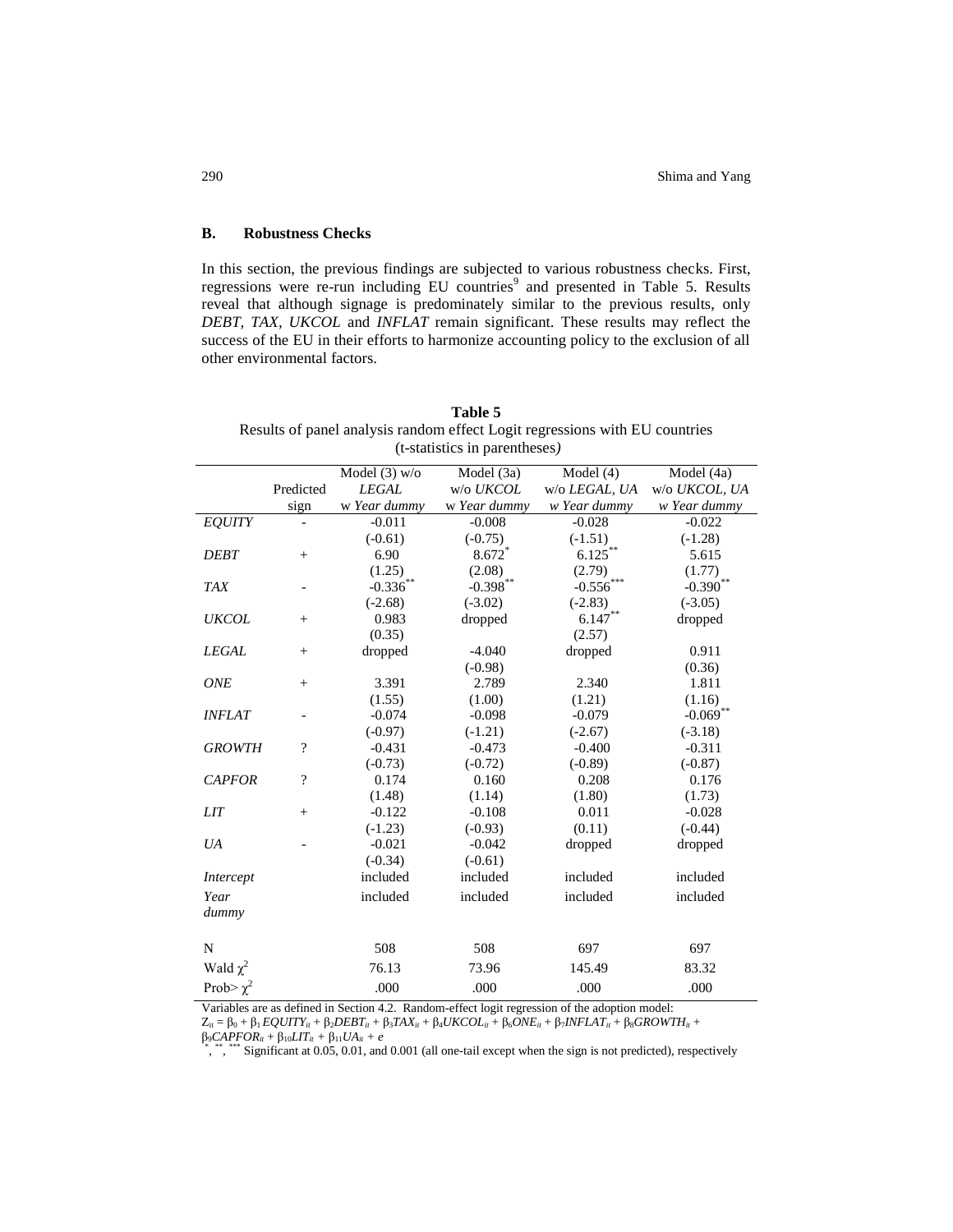### B. Robustness Checks

In this section, the previous findings are subjected to various robustness checks. First, regressions were re-run including EU countries[9] and presented in Table 5. Results reveal that although signage is predominately similar to the previous results, only *DEBT, TAX, UKCOL* and *INFLAT* remain significant. These results may reflect the success of the EU in their efforts to harmonize accounting policy to the exclusion of all other environmental factors.

**Table 5**
Results of panel analysis random effect Logit regressions with EU countries
(t-statistics in parentheses)

| | Predicted sign | Model (3) w/o *LEGAL* w *Year dummy* | Model (3a) w/o *UKCOL* w *Year dummy* | Model (4) w/o *LEGAL, UA* *w Year dummy* | Model (4a) w/o *UKCOL, UA* *w Year dummy* |
|---|---|---|---|---|---|
| *EQUITY* | - | -0.011 | -0.008 | -0.028 | -0.022 |
| | | (-0.61) | (-0.75) | (-1.51) | (-1.28) |
| *DEBT* | + | 6.90 | 8.672* | 6.125** | 5.615 |
| | | (1.25) | (2.08) | (2.79) | (1.77) |
| *TAX* | - | -0.336** | -0.398** | -0.556*** | -0.390** |
| | | (-2.68) | (-3.02) | (-2.83) | (-3.05) |
| *UKCOL* | + | 0.983 | dropped | 6.147** | dropped |
| | | (0.35) | | (2.57) | |
| *LEGAL* | + | dropped | -4.040 | dropped | 0.911 |
| | | | (-0.98) | | (0.36) |
| *ONE* | + | 3.391 | 2.789 | 2.340 | 1.811 |
| | | (1.55) | (1.00) | (1.21) | (1.16) |
| *INFLAT* | - | -0.074 | -0.098 | -0.079 | -0.069** |
| | | (-0.97) | (-1.21) | (-2.67) | (-3.18) |
| *GROWTH* | ? | -0.431 | -0.473 | -0.400 | -0.311 |
| | | (-0.73) | (-0.72) | (-0.89) | (-0.87) |
| *CAPFOR* | ? | 0.174 | 0.160 | 0.208 | 0.176 |
| | | (1.48) | (1.14) | (1.80) | (1.73) |
| *LIT* | + | -0.122 | -0.108 | 0.011 | -0.028 |
| | | (-1.23) | (-0.93) | (0.11) | (-0.44) |
| *UA* | - | -0.021 | -0.042 | dropped | dropped |
| | | (-0.34) | (-0.61) | | |
| *Intercept* | | included | included | included | included |
| *Year dummy* | | included | included | included | included |
| N | | 508 | 508 | 697 | 697 |
| Wald $\chi^2$ | | 76.13 | 73.96 | 145.49 | 83.32 |
| Prob> $\chi^2$ | | .000 | .000 | .000 | .000 |

Variables are as defined in Section 4.2. Random-effect logit regression of the adoption model:
$Z_{it} = \beta_0 + \beta_1 EQUITY_{it} + \beta_2 DEBT_{it} + \beta_3 TAX_{it} + \beta_4 UKCOL_{it} + \beta_6 ONE_{it} + \beta_7 INFLAT_{it} + \beta_8 GROWTH_{it} + \beta_9 CAPFOR_{it} + \beta_{10} LIT_{it} + \beta_{11} UA_{it} + e$

*, **, *** Significant at 0.05, 0.01, and 0.001 (all one-tail except when the sign is not predicted), respectively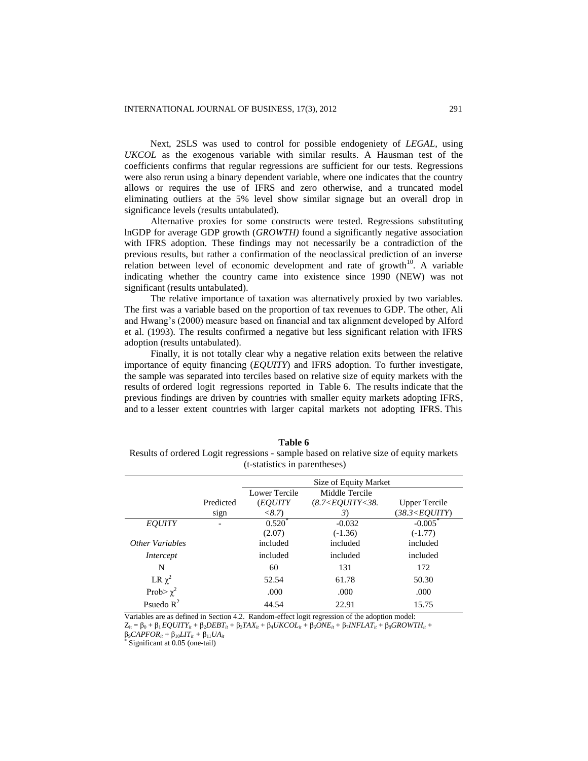Next, 2SLS was used to control for possible endogeniety of *LEGAL*, using *UKCOL* as the exogenous variable with similar results. A Hausman test of the coefficients confirms that regular regressions are sufficient for our tests. Regressions were also rerun using a binary dependent variable, where one indicates that the country allows or requires the use of IFRS and zero otherwise, and a truncated model eliminating outliers at the 5% level show similar signage but an overall drop in significance levels (results untabulated).

Alternative proxies for some constructs were tested. Regressions substituting lnGDP for average GDP growth (*GROWTH)* found a significantly negative association with IFRS adoption. These findings may not necessarily be a contradiction of the previous results, but rather a confirmation of the neoclassical prediction of an inverse relation between level of economic development and rate of growth[10]. A variable indicating whether the country came into existence since 1990 (NEW) was not significant (results untabulated).

The relative importance of taxation was alternatively proxied by two variables. The first was a variable based on the proportion of tax revenues to GDP. The other, Ali and Hwang's (2000) measure based on financial and tax alignment developed by Alford et al. (1993). The results confirmed a negative but less significant relation with IFRS adoption (results untabulated).

Finally, it is not totally clear why a negative relation exits between the relative importance of equity financing (*EQUITY*) and IFRS adoption. To further investigate, the sample was separated into terciles based on relative size of equity markets with the results of ordered logit regressions reported in Table 6. The results indicate that the previous findings are driven by countries with smaller equity markets adopting IFRS, and to a lesser extent countries with larger capital markets not adopting IFRS. This

**Table 6**

Results of ordered Logit regressions - sample based on relative size of equity markets (t-statistics in parentheses)

| | | Size of Equity Market | | |
|---|---|---|---|---|
| | Predicted sign | Lower Tercile (*EQUITY <8.7*) | Middle Tercile (*8.7<EQUITY<38.3*) | Upper Tercile (*38.3<EQUITY*) |
| *EQUITY* | - | 0.520* | -0.032 | -0.005* |
| | | (2.07) | (-1.36) | (-1.77) |
| *Other Variables* | | included | included | included |
| *Intercept* | | included | included | included |
| N | | 60 | 131 | 172 |
| LR $\chi^2$ | | 52.54 | 61.78 | 50.30 |
| Prob> $\chi^2$ | | .000 | .000 | .000 |
| Psuedo $R^2$ | | 44.54 | 22.91 | 15.75 |

Variables are as defined in Section 4.2. Random-effect logit regression of the adoption model:
$Z_{it} = \beta_0 + \beta_1 EQUITY_{it} + \beta_2 DEBT_{it} + \beta_3 TAX_{it} + \beta_4 UKCOL_{it} + \beta_6 ONE_{it} + \beta_7 INFLAT_{it} + \beta_8 GROWTH_{it} + \beta_9 CAPFOR_{it} + \beta_{10} LIT_{it} + \beta_{11} UA_{it}$

\* Significant at 0.05 (one-tail)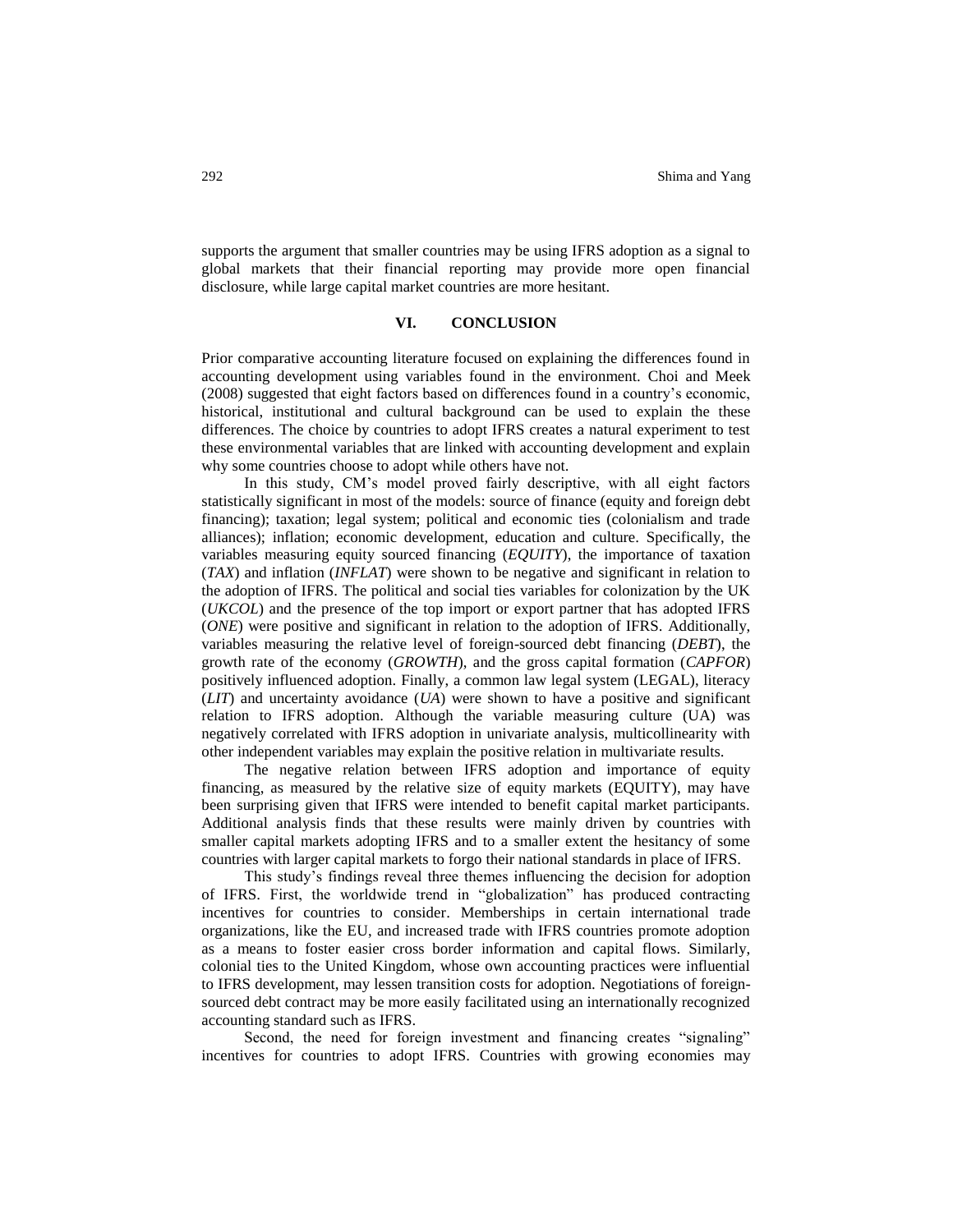supports the argument that smaller countries may be using IFRS adoption as a signal to global markets that their financial reporting may provide more open financial disclosure, while large capital market countries are more hesitant.

## VI. CONCLUSION

Prior comparative accounting literature focused on explaining the differences found in accounting development using variables found in the environment. Choi and Meek (2008) suggested that eight factors based on differences found in a country's economic, historical, institutional and cultural background can be used to explain the these differences. The choice by countries to adopt IFRS creates a natural experiment to test these environmental variables that are linked with accounting development and explain why some countries choose to adopt while others have not.

In this study, CM's model proved fairly descriptive, with all eight factors statistically significant in most of the models: source of finance (equity and foreign debt financing); taxation; legal system; political and economic ties (colonialism and trade alliances); inflation; economic development, education and culture. Specifically, the variables measuring equity sourced financing (*EQUITY*), the importance of taxation (*TAX*) and inflation (*INFLAT*) were shown to be negative and significant in relation to the adoption of IFRS. The political and social ties variables for colonization by the UK (*UKCOL*) and the presence of the top import or export partner that has adopted IFRS (*ONE*) were positive and significant in relation to the adoption of IFRS. Additionally, variables measuring the relative level of foreign-sourced debt financing (*DEBT*), the growth rate of the economy (*GROWTH*), and the gross capital formation (*CAPFOR*) positively influenced adoption. Finally, a common law legal system (LEGAL), literacy (*LIT*) and uncertainty avoidance (*UA*) were shown to have a positive and significant relation to IFRS adoption. Although the variable measuring culture (UA) was negatively correlated with IFRS adoption in univariate analysis, multicollinearity with other independent variables may explain the positive relation in multivariate results.

The negative relation between IFRS adoption and importance of equity financing, as measured by the relative size of equity markets (EQUITY), may have been surprising given that IFRS were intended to benefit capital market participants. Additional analysis finds that these results were mainly driven by countries with smaller capital markets adopting IFRS and to a smaller extent the hesitancy of some countries with larger capital markets to forgo their national standards in place of IFRS.

This study's findings reveal three themes influencing the decision for adoption of IFRS. First, the worldwide trend in "globalization" has produced contracting incentives for countries to consider. Memberships in certain international trade organizations, like the EU, and increased trade with IFRS countries promote adoption as a means to foster easier cross border information and capital flows. Similarly, colonial ties to the United Kingdom, whose own accounting practices were influential to IFRS development, may lessen transition costs for adoption. Negotiations of foreign-sourced debt contract may be more easily facilitated using an internationally recognized accounting standard such as IFRS.

Second, the need for foreign investment and financing creates "signaling" incentives for countries to adopt IFRS. Countries with growing economies may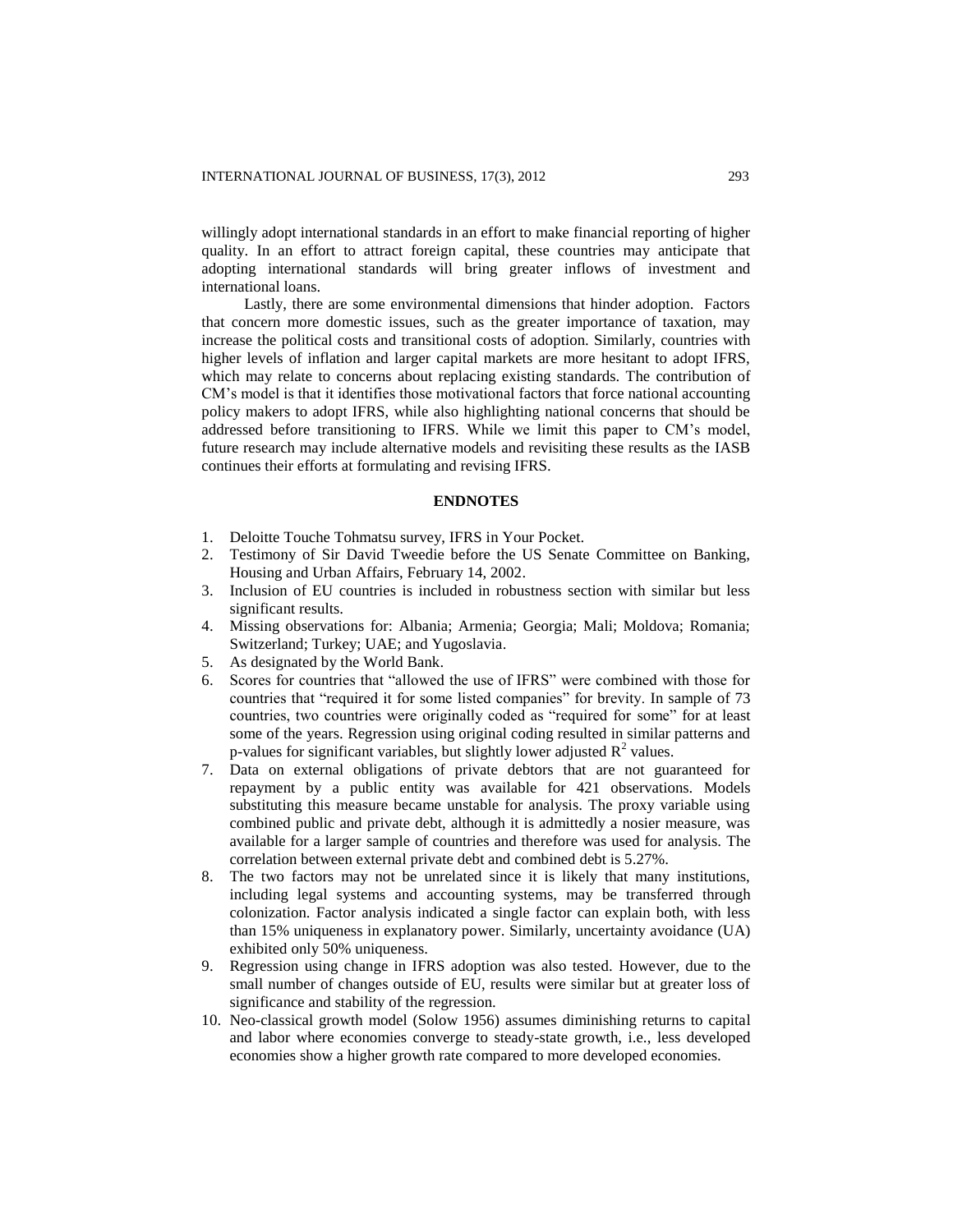willingly adopt international standards in an effort to make financial reporting of higher quality. In an effort to attract foreign capital, these countries may anticipate that adopting international standards will bring greater inflows of investment and international loans.

Lastly, there are some environmental dimensions that hinder adoption. Factors that concern more domestic issues, such as the greater importance of taxation, may increase the political costs and transitional costs of adoption. Similarly, countries with higher levels of inflation and larger capital markets are more hesitant to adopt IFRS, which may relate to concerns about replacing existing standards. The contribution of CM's model is that it identifies those motivational factors that force national accounting policy makers to adopt IFRS, while also highlighting national concerns that should be addressed before transitioning to IFRS. While we limit this paper to CM's model, future research may include alternative models and revisiting these results as the IASB continues their efforts at formulating and revising IFRS.

## ENDNOTES

1. Deloitte Touche Tohmatsu survey, IFRS in Your Pocket.
2. Testimony of Sir David Tweedie before the US Senate Committee on Banking, Housing and Urban Affairs, February 14, 2002.
3. Inclusion of EU countries is included in robustness section with similar but less significant results.
4. Missing observations for: Albania; Armenia; Georgia; Mali; Moldova; Romania; Switzerland; Turkey; UAE; and Yugoslavia.
5. As designated by the World Bank.
6. Scores for countries that "allowed the use of IFRS" were combined with those for countries that "required it for some listed companies" for brevity. In sample of 73 countries, two countries were originally coded as "required for some" for at least some of the years. Regression using original coding resulted in similar patterns and p-values for significant variables, but slightly lower adjusted $R^2$ values.
7. Data on external obligations of private debtors that are not guaranteed for repayment by a public entity was available for 421 observations. Models substituting this measure became unstable for analysis. The proxy variable using combined public and private debt, although it is admittedly a nosier measure, was available for a larger sample of countries and therefore was used for analysis. The correlation between external private debt and combined debt is 5.27%.
8. The two factors may not be unrelated since it is likely that many institutions, including legal systems and accounting systems, may be transferred through colonization. Factor analysis indicated a single factor can explain both, with less than 15% uniqueness in explanatory power. Similarly, uncertainty avoidance (UA) exhibited only 50% uniqueness.
9. Regression using change in IFRS adoption was also tested. However, due to the small number of changes outside of EU, results were similar but at greater loss of significance and stability of the regression.
10. Neo-classical growth model (Solow 1956) assumes diminishing returns to capital and labor where economies converge to steady-state growth, i.e., less developed economies show a higher growth rate compared to more developed economies.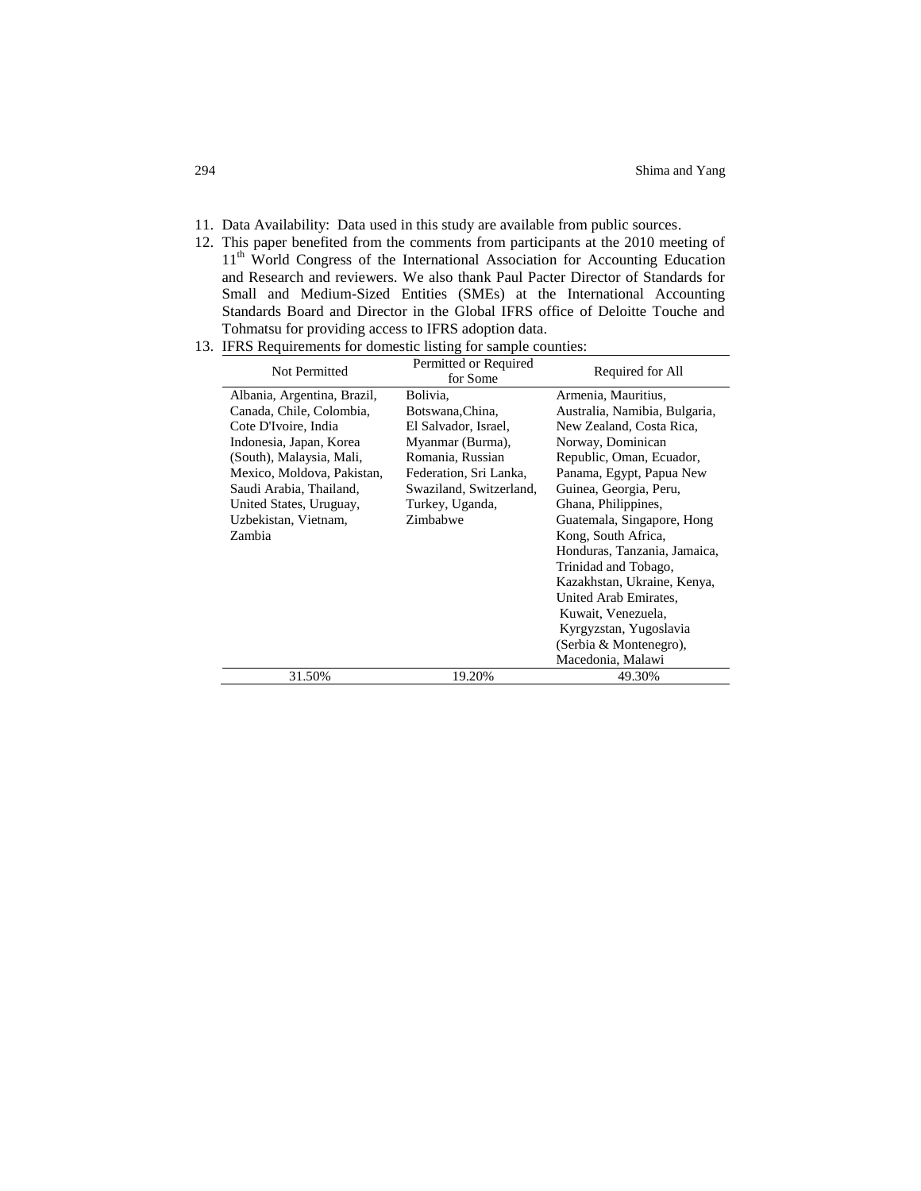11. Data Availability: Data used in this study are available from public sources.
12. This paper benefited from the comments from participants at the 2010 meeting of 11th World Congress of the International Association for Accounting Education and Research and reviewers. We also thank Paul Pacter Director of Standards for Small and Medium-Sized Entities (SMEs) at the International Accounting Standards Board and Director in the Global IFRS office of Deloitte Touche and Tohmatsu for providing access to IFRS adoption data.
13. IFRS Requirements for domestic listing for sample counties:

| Not Permitted | Permitted or Required for Some | Required for All |
|---|---|---|
| Albania, Argentina, Brazil, Canada, Chile, Colombia, Cote D'Ivoire, India Indonesia, Japan, Korea (South), Malaysia, Mali, Mexico, Moldova, Pakistan, Saudi Arabia, Thailand, United States, Uruguay, Uzbekistan, Vietnam, Zambia | Bolivia, Botswana,China, El Salvador, Israel, Myanmar (Burma), Romania, Russian Federation, Sri Lanka, Swaziland, Switzerland, Turkey, Uganda, Zimbabwe | Armenia, Mauritius, Australia, Namibia, Bulgaria, New Zealand, Costa Rica, Norway, Dominican Republic, Oman, Ecuador, Panama, Egypt, Papua New Guinea, Georgia, Peru, Ghana, Philippines, Guatemala, Singapore, Hong Kong, South Africa, Honduras, Tanzania, Jamaica, Trinidad and Tobago, Kazakhstan, Ukraine, Kenya, United Arab Emirates, Kuwait, Venezuela, Kyrgyzstan, Yugoslavia (Serbia & Montenegro), Macedonia, Malawi |
| 31.50% | 19.20% | 49.30% |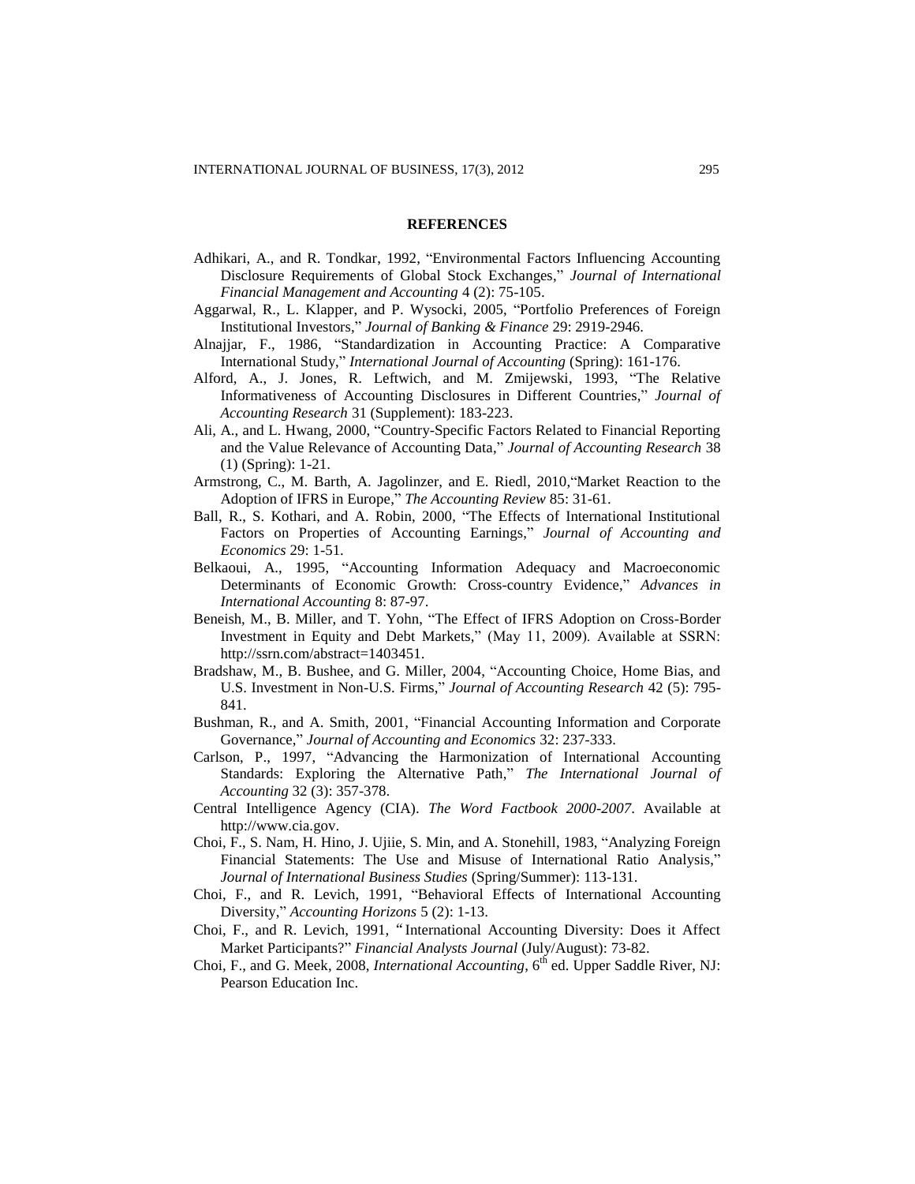## REFERENCES

Adhikari, A., and R. Tondkar, 1992, "Environmental Factors Influencing Accounting Disclosure Requirements of Global Stock Exchanges," *Journal of International Financial Management and Accounting* 4 (2): 75-105.

Aggarwal, R., L. Klapper, and P. Wysocki, 2005, "Portfolio Preferences of Foreign Institutional Investors," *Journal of Banking & Finance* 29: 2919-2946.

Alnajjar, F., 1986, "Standardization in Accounting Practice: A Comparative International Study," *International Journal of Accounting* (Spring): 161-176.

Alford, A., J. Jones, R. Leftwich, and M. Zmijewski, 1993, "The Relative Informativeness of Accounting Disclosures in Different Countries," *Journal of Accounting Research* 31 (Supplement): 183-223.

Ali, A., and L. Hwang, 2000, "Country-Specific Factors Related to Financial Reporting and the Value Relevance of Accounting Data," *Journal of Accounting Research* 38 (1) (Spring): 1-21.

Armstrong, C., M. Barth, A. Jagolinzer, and E. Riedl, 2010,"Market Reaction to the Adoption of IFRS in Europe," *The Accounting Review* 85: 31-61.

Ball, R., S. Kothari, and A. Robin, 2000, "The Effects of International Institutional Factors on Properties of Accounting Earnings," *Journal of Accounting and Economics* 29: 1-51.

Belkaoui, A., 1995, "Accounting Information Adequacy and Macroeconomic Determinants of Economic Growth: Cross-country Evidence," *Advances in International Accounting* 8: 87-97.

Beneish, M., B. Miller, and T. Yohn, "The Effect of IFRS Adoption on Cross-Border Investment in Equity and Debt Markets," (May 11, 2009). Available at SSRN: http://ssrn.com/abstract=1403451.

Bradshaw, M., B. Bushee, and G. Miller, 2004, "Accounting Choice, Home Bias, and U.S. Investment in Non-U.S. Firms," *Journal of Accounting Research* 42 (5): 795-841.

Bushman, R., and A. Smith, 2001, "Financial Accounting Information and Corporate Governance," *Journal of Accounting and Economics* 32: 237-333.

Carlson, P., 1997, "Advancing the Harmonization of International Accounting Standards: Exploring the Alternative Path," *The International Journal of Accounting* 32 (3): 357-378.

Central Intelligence Agency (CIA). *The Word Factbook 2000-2007*. Available at http://www.cia.gov.

Choi, F., S. Nam, H. Hino, J. Ujiie, S. Min, and A. Stonehill, 1983, "Analyzing Foreign Financial Statements: The Use and Misuse of International Ratio Analysis," *Journal of International Business Studies* (Spring/Summer): 113-131.

Choi, F., and R. Levich, 1991, "Behavioral Effects of International Accounting Diversity," *Accounting Horizons* 5 (2): 1-13.

Choi, F., and R. Levich, 1991, "International Accounting Diversity: Does it Affect Market Participants?" *Financial Analysts Journal* (July/August): 73-82.

Choi, F., and G. Meek, 2008, *International Accounting*, 6th ed. Upper Saddle River, NJ: Pearson Education Inc.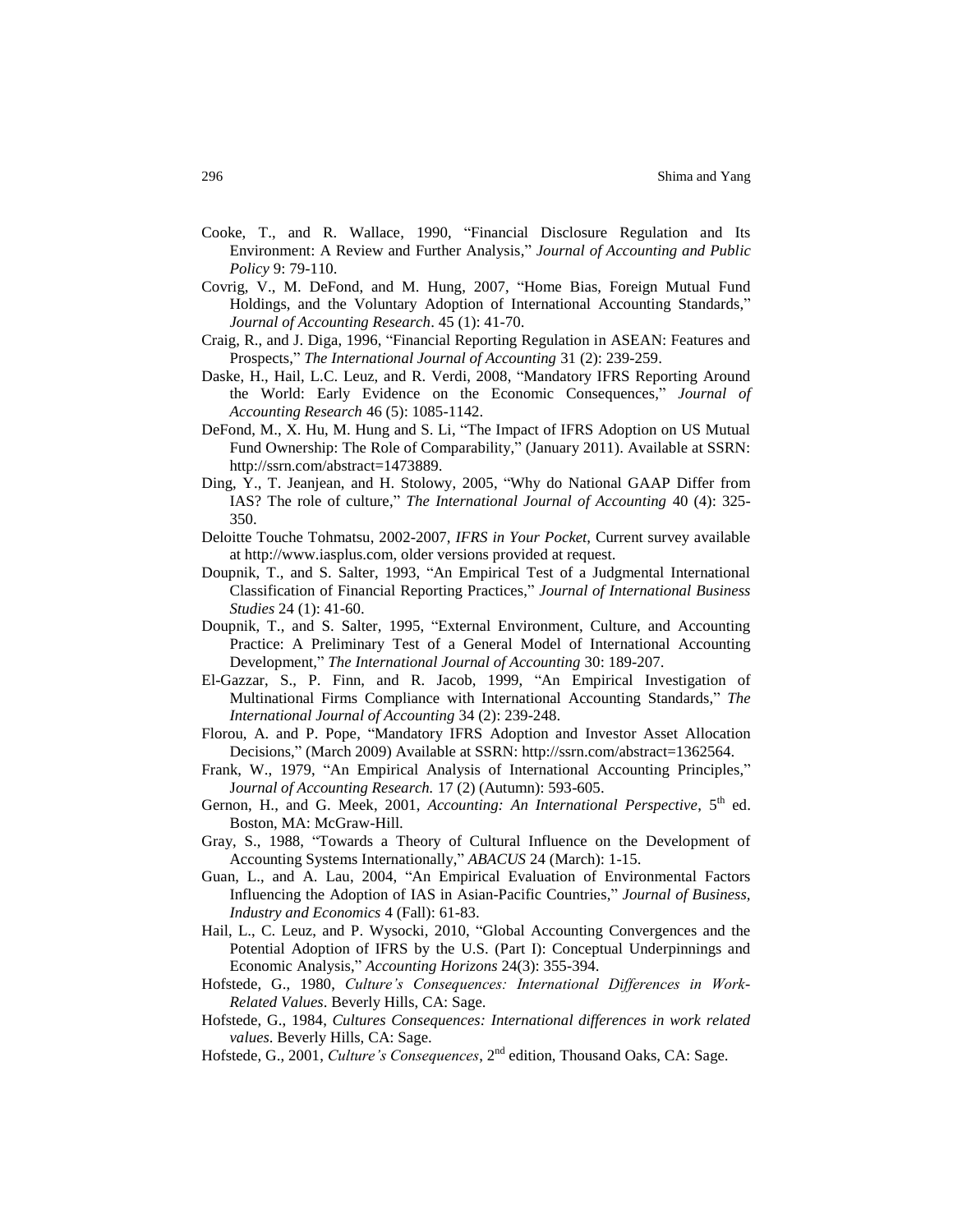Cooke, T., and R. Wallace, 1990, "Financial Disclosure Regulation and Its Environment: A Review and Further Analysis," *Journal of Accounting and Public Policy* 9: 79-110.

Covrig, V., M. DeFond, and M. Hung, 2007, "Home Bias, Foreign Mutual Fund Holdings, and the Voluntary Adoption of International Accounting Standards," *Journal of Accounting Research*. 45 (1): 41-70.

Craig, R., and J. Diga, 1996, "Financial Reporting Regulation in ASEAN: Features and Prospects," *The International Journal of Accounting* 31 (2): 239-259.

Daske, H., Hail, L.C. Leuz, and R. Verdi, 2008, "Mandatory IFRS Reporting Around the World: Early Evidence on the Economic Consequences," *Journal of Accounting Research* 46 (5): 1085-1142.

DeFond, M., X. Hu, M. Hung and S. Li, "The Impact of IFRS Adoption on US Mutual Fund Ownership: The Role of Comparability," (January 2011). Available at SSRN: http://ssrn.com/abstract=1473889.

Ding, Y., T. Jeanjean, and H. Stolowy, 2005, "Why do National GAAP Differ from IAS? The role of culture," *The International Journal of Accounting* 40 (4): 325-350.

Deloitte Touche Tohmatsu, 2002-2007, *IFRS in Your Pocket*, Current survey available at http://www.iasplus.com, older versions provided at request.

Doupnik, T., and S. Salter, 1993, "An Empirical Test of a Judgmental International Classification of Financial Reporting Practices," *Journal of International Business Studies* 24 (1): 41-60.

Doupnik, T., and S. Salter, 1995, "External Environment, Culture, and Accounting Practice: A Preliminary Test of a General Model of International Accounting Development," *The International Journal of Accounting* 30: 189-207.

El-Gazzar, S., P. Finn, and R. Jacob, 1999, "An Empirical Investigation of Multinational Firms Compliance with International Accounting Standards," *The International Journal of Accounting* 34 (2): 239-248.

Florou, A. and P. Pope, "Mandatory IFRS Adoption and Investor Asset Allocation Decisions," (March 2009) Available at SSRN: http://ssrn.com/abstract=1362564.

Frank, W., 1979, "An Empirical Analysis of International Accounting Principles," *Journal of Accounting Research.* 17 (2) (Autumn): 593-605.

Gernon, H., and G. Meek, 2001, *Accounting: An International Perspective*, 5th ed. Boston, MA: McGraw-Hill.

Gray, S., 1988, "Towards a Theory of Cultural Influence on the Development of Accounting Systems Internationally," *ABACUS* 24 (March): 1-15.

Guan, L., and A. Lau, 2004, "An Empirical Evaluation of Environmental Factors Influencing the Adoption of IAS in Asian-Pacific Countries," *Journal of Business, Industry and Economics* 4 (Fall): 61-83.

Hail, L., C. Leuz, and P. Wysocki, 2010, "Global Accounting Convergences and the Potential Adoption of IFRS by the U.S. (Part I): Conceptual Underpinnings and Economic Analysis," *Accounting Horizons* 24(3): 355-394.

Hofstede, G., 1980, *Culture's Consequences: International Differences in Work-Related Values*. Beverly Hills, CA: Sage.

Hofstede, G., 1984, *Cultures Consequences: International differences in work related values*. Beverly Hills, CA: Sage.

Hofstede, G., 2001, *Culture's Consequences*, 2nd edition, Thousand Oaks, CA: Sage.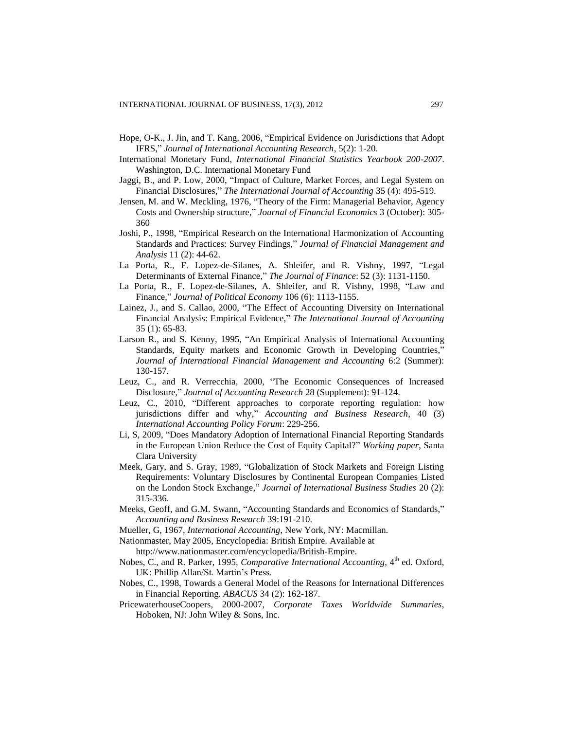Hope, O-K., J. Jin, and T. Kang, 2006, "Empirical Evidence on Jurisdictions that Adopt IFRS," *Journal of International Accounting Research*, 5(2): 1-20.

International Monetary Fund, *International Financial Statistics Yearbook 200-2007*. Washington, D.C. International Monetary Fund

Jaggi, B., and P. Low, 2000, "Impact of Culture, Market Forces, and Legal System on Financial Disclosures," *The International Journal of Accounting* 35 (4): 495-519.

Jensen, M. and W. Meckling, 1976, "Theory of the Firm: Managerial Behavior, Agency Costs and Ownership structure," *Journal of Financial Economics* 3 (October): 305-360

Joshi, P., 1998, "Empirical Research on the International Harmonization of Accounting Standards and Practices: Survey Findings," *Journal of Financial Management and Analysis* 11 (2): 44-62.

La Porta, R., F. Lopez-de-Silanes, A. Shleifer, and R. Vishny, 1997, "Legal Determinants of External Finance," *The Journal of Finance*: 52 (3): 1131-1150.

La Porta, R., F. Lopez-de-Silanes, A. Shleifer, and R. Vishny, 1998, "Law and Finance," *Journal of Political Economy* 106 (6): 1113-1155.

Lainez, J., and S. Callao, 2000, "The Effect of Accounting Diversity on International Financial Analysis: Empirical Evidence," *The International Journal of Accounting* 35 (1): 65-83.

Larson R., and S. Kenny, 1995, "An Empirical Analysis of International Accounting Standards, Equity markets and Economic Growth in Developing Countries," *Journal of International Financial Management and Accounting* 6:2 (Summer): 130-157.

Leuz, C., and R. Verrecchia, 2000, "The Economic Consequences of Increased Disclosure," *Journal of Accounting Research* 28 (Supplement): 91-124.

Leuz, C., 2010, "Different approaches to corporate reporting regulation: how jurisdictions differ and why," *Accounting and Business Research*, 40 (3) *International Accounting Policy Forum*: 229-256.

Li, S, 2009, "Does Mandatory Adoption of International Financial Reporting Standards in the European Union Reduce the Cost of Equity Capital?" *Working paper*, Santa Clara University

Meek, Gary, and S. Gray, 1989, "Globalization of Stock Markets and Foreign Listing Requirements: Voluntary Disclosures by Continental European Companies Listed on the London Stock Exchange," *Journal of International Business Studies* 20 (2): 315-336.

Meeks, Geoff, and G.M. Swann, "Accounting Standards and Economics of Standards," *Accounting and Business Research* 39:191-210.

Mueller, G, 1967, *International Accounting*, New York, NY: Macmillan.

Nationmaster, May 2005, Encyclopedia: British Empire. Available at http://www.nationmaster.com/encyclopedia/British-Empire.

Nobes, C., and R. Parker, 1995, *Comparative International Accounting*, 4th ed. Oxford, UK: Phillip Allan/St. Martin's Press.

Nobes, C., 1998, Towards a General Model of the Reasons for International Differences in Financial Reporting. *ABACUS* 34 (2): 162-187.

PricewaterhouseCoopers, 2000-2007, *Corporate Taxes Worldwide Summaries*, Hoboken, NJ: John Wiley & Sons, Inc.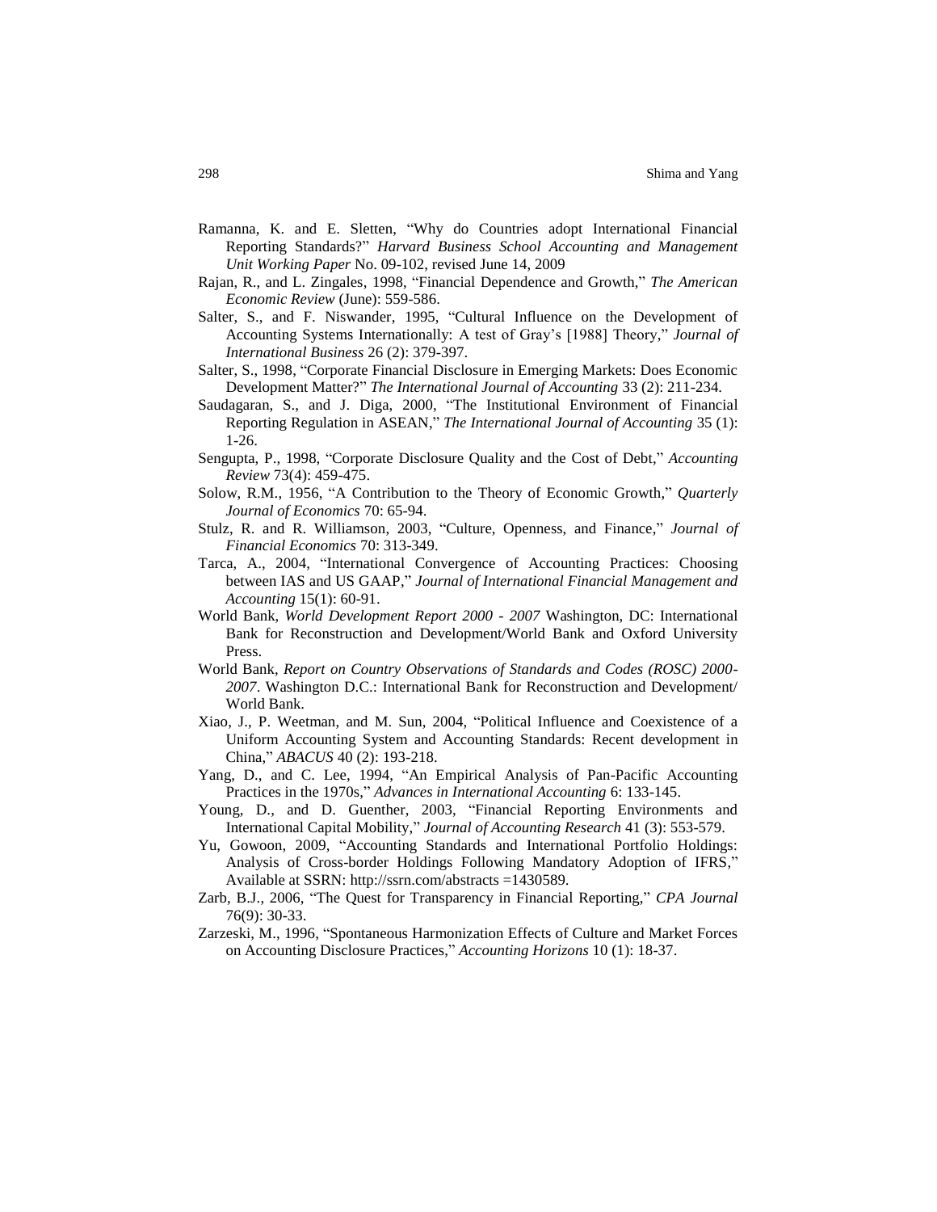Ramanna, K. and E. Sletten, "Why do Countries adopt International Financial Reporting Standards?" *Harvard Business School Accounting and Management Unit Working Paper* No. 09-102, revised June 14, 2009

Rajan, R., and L. Zingales, 1998, "Financial Dependence and Growth," *The American Economic Review* (June): 559-586.

Salter, S., and F. Niswander, 1995, "Cultural Influence on the Development of Accounting Systems Internationally: A test of Gray's [1988] Theory," *Journal of International Business* 26 (2): 379-397.

Salter, S., 1998, "Corporate Financial Disclosure in Emerging Markets: Does Economic Development Matter?" *The International Journal of Accounting* 33 (2): 211-234.

Saudagaran, S., and J. Diga, 2000, "The Institutional Environment of Financial Reporting Regulation in ASEAN," *The International Journal of Accounting* 35 (1): 1-26.

Sengupta, P., 1998, "Corporate Disclosure Quality and the Cost of Debt," *Accounting Review* 73(4): 459-475.

Solow, R.M., 1956, "A Contribution to the Theory of Economic Growth," *Quarterly Journal of Economics* 70: 65-94.

Stulz, R. and R. Williamson, 2003, "Culture, Openness, and Finance," *Journal of Financial Economics* 70: 313-349.

Tarca, A., 2004, "International Convergence of Accounting Practices: Choosing between IAS and US GAAP," *Journal of International Financial Management and Accounting* 15(1): 60-91.

World Bank, *World Development Report 2000 - 2007* Washington, DC: International Bank for Reconstruction and Development/World Bank and Oxford University Press.

World Bank, *Report on Country Observations of Standards and Codes (ROSC) 2000-2007*. Washington D.C.: International Bank for Reconstruction and Development/ World Bank.

Xiao, J., P. Weetman, and M. Sun, 2004, "Political Influence and Coexistence of a Uniform Accounting System and Accounting Standards: Recent development in China," *ABACUS* 40 (2): 193-218.

Yang, D., and C. Lee, 1994, "An Empirical Analysis of Pan-Pacific Accounting Practices in the 1970s," *Advances in International Accounting* 6: 133-145.

Young, D., and D. Guenther, 2003, "Financial Reporting Environments and International Capital Mobility," *Journal of Accounting Research* 41 (3): 553-579.

Yu, Gowoon, 2009, "Accounting Standards and International Portfolio Holdings: Analysis of Cross-border Holdings Following Mandatory Adoption of IFRS," Available at SSRN: http://ssrn.com/abstracts =1430589.

Zarb, B.J., 2006, "The Quest for Transparency in Financial Reporting," *CPA Journal* 76(9): 30-33.

Zarzeski, M., 1996, "Spontaneous Harmonization Effects of Culture and Market Forces on Accounting Disclosure Practices," *Accounting Horizons* 10 (1): 18-37.